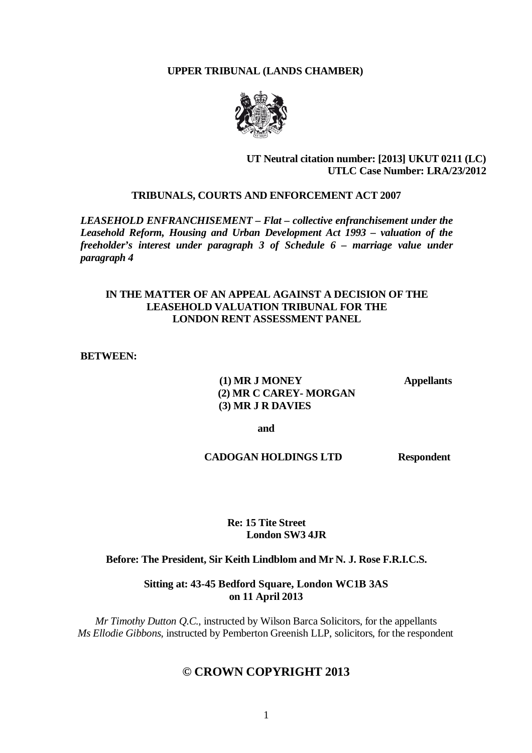**UPPER TRIBUNAL (LANDS CHAMBER)**

**UT Neutral citation number: [2013] UKUT 0211 (LC)**
**UTLC Case Number: LRA/23/2012**

**TRIBUNALS, COURTS AND ENFORCEMENT ACT 2007**

***LEASEHOLD ENFRANCHISEMENT – Flat – collective enfranchisement under the Leasehold Reform, Housing and Urban Development Act 1993 – valuation of the freeholder's interest under paragraph 3 of Schedule 6 – marriage value under paragraph 4***

**IN THE MATTER OF AN APPEAL AGAINST A DECISION OF THE LEASEHOLD VALUATION TRIBUNAL FOR THE LONDON RENT ASSESSMENT PANEL**

**BETWEEN:**

**(1) MR J MONEY** — **Appellants**
**(2) MR C CAREY- MORGAN**
**(3) MR J R DAVIES**

**and**

**CADOGAN HOLDINGS LTD** — **Respondent**

**Re: 15 Tite Street**
**London SW3 4JR**

**Before: The President, Sir Keith Lindblom and Mr N. J. Rose F.R.I.C.S.**

**Sitting at: 43-45 Bedford Square, London WC1B 3AS**
**on 11 April 2013**

*Mr Timothy Dutton Q.C.*, instructed by Wilson Barca Solicitors, for the appellants
*Ms Ellodie Gibbons*, instructed by Pemberton Greenish LLP, solicitors, for the respondent

**© CROWN COPYRIGHT 2013**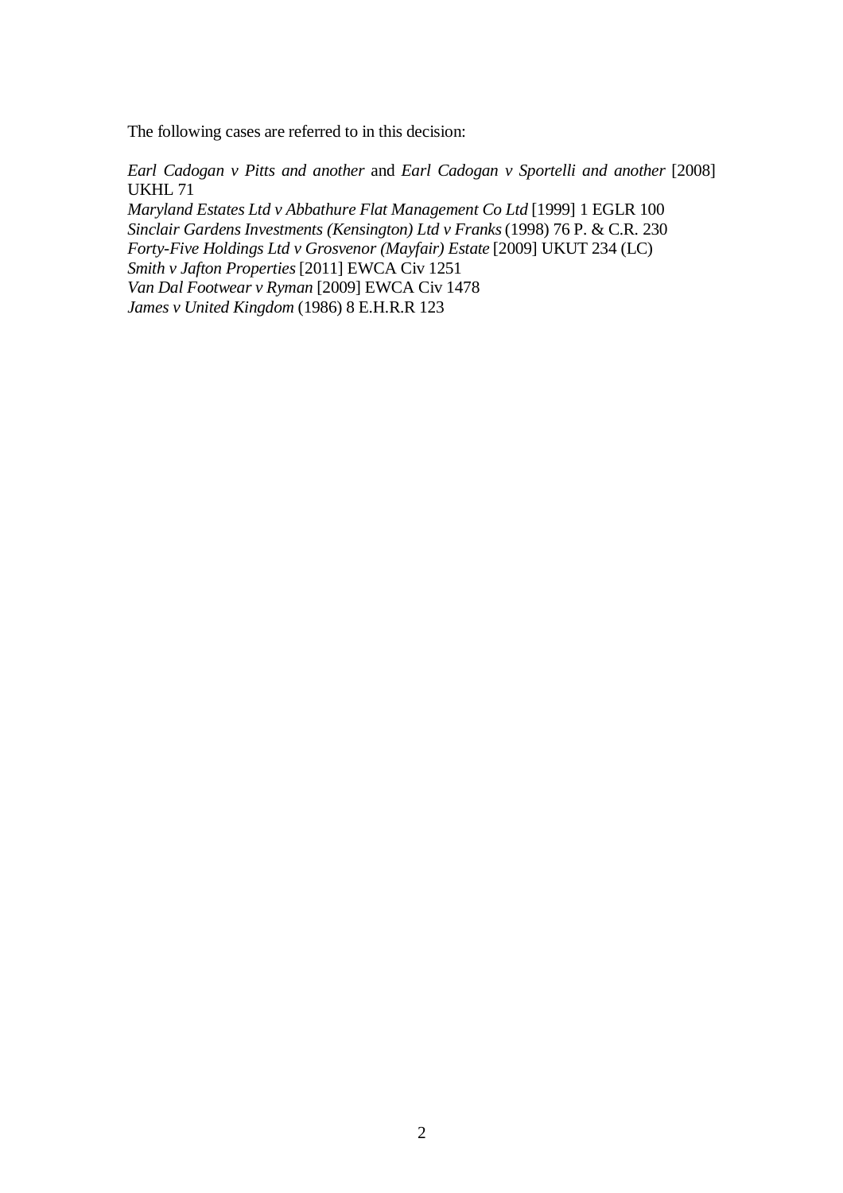The following cases are referred to in this decision:

*Earl Cadogan v Pitts and another* and *Earl Cadogan v Sportelli and another* [2008] UKHL 71
*Maryland Estates Ltd v Abbathure Flat Management Co Ltd* [1999] 1 EGLR 100
*Sinclair Gardens Investments (Kensington) Ltd v Franks* (1998) 76 P. & C.R. 230
*Forty-Five Holdings Ltd v Grosvenor (Mayfair) Estate* [2009] UKUT 234 (LC)
*Smith v Jafton Properties* [2011] EWCA Civ 1251
*Van Dal Footwear v Ryman* [2009] EWCA Civ 1478
*James v United Kingdom* (1986) 8 E.H.R.R 123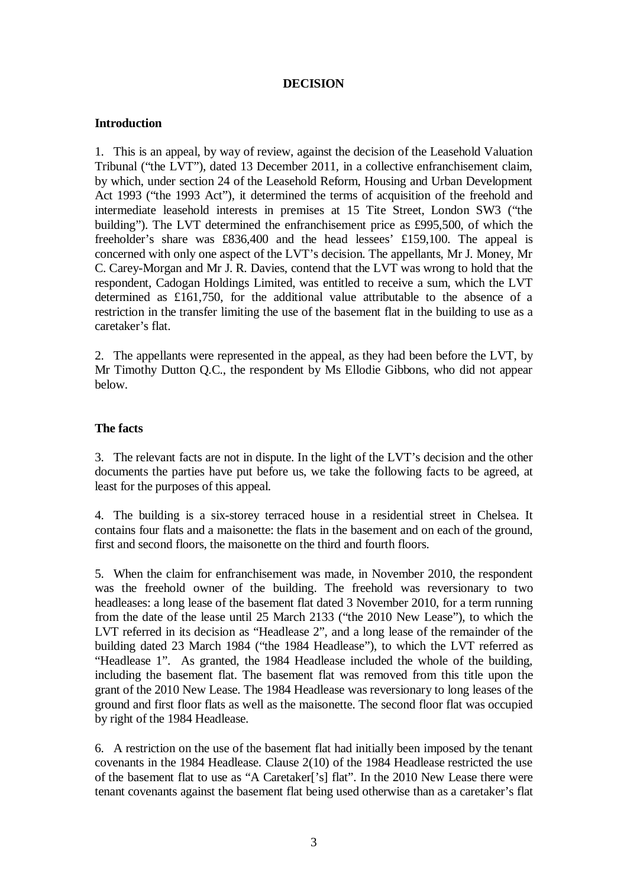## DECISION

### Introduction

1. This is an appeal, by way of review, against the decision of the Leasehold Valuation Tribunal ("the LVT"), dated 13 December 2011, in a collective enfranchisement claim, by which, under section 24 of the Leasehold Reform, Housing and Urban Development Act 1993 ("the 1993 Act"), it determined the terms of acquisition of the freehold and intermediate leasehold interests in premises at 15 Tite Street, London SW3 ("the building"). The LVT determined the enfranchisement price as £995,500, of which the freeholder's share was £836,400 and the head lessees' £159,100. The appeal is concerned with only one aspect of the LVT's decision. The appellants, Mr J. Money, Mr C. Carey-Morgan and Mr J. R. Davies, contend that the LVT was wrong to hold that the respondent, Cadogan Holdings Limited, was entitled to receive a sum, which the LVT determined as £161,750, for the additional value attributable to the absence of a restriction in the transfer limiting the use of the basement flat in the building to use as a caretaker's flat.

2. The appellants were represented in the appeal, as they had been before the LVT, by Mr Timothy Dutton Q.C., the respondent by Ms Ellodie Gibbons, who did not appear below.

### The facts

3. The relevant facts are not in dispute. In the light of the LVT's decision and the other documents the parties have put before us, we take the following facts to be agreed, at least for the purposes of this appeal.

4. The building is a six-storey terraced house in a residential street in Chelsea. It contains four flats and a maisonette: the flats in the basement and on each of the ground, first and second floors, the maisonette on the third and fourth floors.

5. When the claim for enfranchisement was made, in November 2010, the respondent was the freehold owner of the building. The freehold was reversionary to two headleases: a long lease of the basement flat dated 3 November 2010, for a term running from the date of the lease until 25 March 2133 ("the 2010 New Lease"), to which the LVT referred in its decision as "Headlease 2", and a long lease of the remainder of the building dated 23 March 1984 ("the 1984 Headlease"), to which the LVT referred as "Headlease 1". As granted, the 1984 Headlease included the whole of the building, including the basement flat. The basement flat was removed from this title upon the grant of the 2010 New Lease. The 1984 Headlease was reversionary to long leases of the ground and first floor flats as well as the maisonette. The second floor flat was occupied by right of the 1984 Headlease.

6. A restriction on the use of the basement flat had initially been imposed by the tenant covenants in the 1984 Headlease. Clause 2(10) of the 1984 Headlease restricted the use of the basement flat to use as "A Caretaker['s] flat". In the 2010 New Lease there were tenant covenants against the basement flat being used otherwise than as a caretaker's flat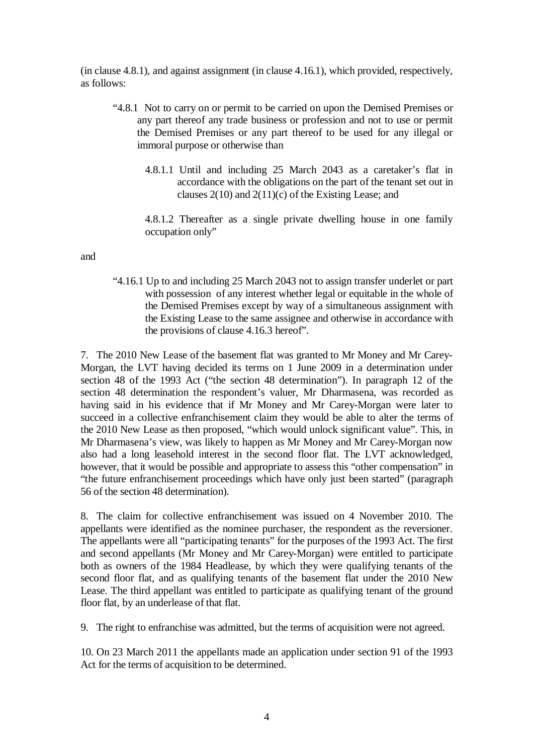(in clause 4.8.1), and against assignment (in clause 4.16.1), which provided, respectively, as follows:

> "4.8.1 Not to carry on or permit to be carried on upon the Demised Premises or any part thereof any trade business or profession and not to use or permit the Demised Premises or any part thereof to be used for any illegal or immoral purpose or otherwise than
>
> > 4.8.1.1 Until and including 25 March 2043 as a caretaker's flat in accordance with the obligations on the part of the tenant set out in clauses 2(10) and 2(11)(c) of the Existing Lease; and
> >
> > 4.8.1.2 Thereafter as a single private dwelling house in one family occupation only"

and

> "4.16.1 Up to and including 25 March 2043 not to assign transfer underlet or part with possession of any interest whether legal or equitable in the whole of the Demised Premises except by way of a simultaneous assignment with the Existing Lease to the same assignee and otherwise in accordance with the provisions of clause 4.16.3 hereof".

7. The 2010 New Lease of the basement flat was granted to Mr Money and Mr Carey-Morgan, the LVT having decided its terms on 1 June 2009 in a determination under section 48 of the 1993 Act ("the section 48 determination"). In paragraph 12 of the section 48 determination the respondent's valuer, Mr Dharmasena, was recorded as having said in his evidence that if Mr Money and Mr Carey-Morgan were later to succeed in a collective enfranchisement claim they would be able to alter the terms of the 2010 New Lease as then proposed, "which would unlock significant value". This, in Mr Dharmasena's view, was likely to happen as Mr Money and Mr Carey-Morgan now also had a long leasehold interest in the second floor flat. The LVT acknowledged, however, that it would be possible and appropriate to assess this "other compensation" in "the future enfranchisement proceedings which have only just been started" (paragraph 56 of the section 48 determination).

8. The claim for collective enfranchisement was issued on 4 November 2010. The appellants were identified as the nominee purchaser, the respondent as the reversioner. The appellants were all "participating tenants" for the purposes of the 1993 Act. The first and second appellants (Mr Money and Mr Carey-Morgan) were entitled to participate both as owners of the 1984 Headlease, by which they were qualifying tenants of the second floor flat, and as qualifying tenants of the basement flat under the 2010 New Lease. The third appellant was entitled to participate as qualifying tenant of the ground floor flat, by an underlease of that flat.

9. The right to enfranchise was admitted, but the terms of acquisition were not agreed.

10. On 23 March 2011 the appellants made an application under section 91 of the 1993 Act for the terms of acquisition to be determined.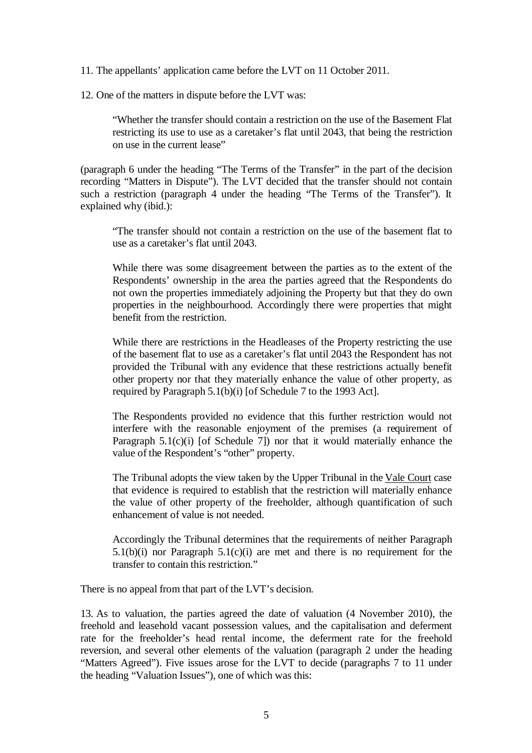11. The appellants' application came before the LVT on 11 October 2011.

12. One of the matters in dispute before the LVT was:

> "Whether the transfer should contain a restriction on the use of the Basement Flat restricting its use to use as a caretaker's flat until 2043, that being the restriction on use in the current lease"

(paragraph 6 under the heading "The Terms of the Transfer" in the part of the decision recording "Matters in Dispute"). The LVT decided that the transfer should not contain such a restriction (paragraph 4 under the heading "The Terms of the Transfer"). It explained why (ibid.):

> "The transfer should not contain a restriction on the use of the basement flat to use as a caretaker's flat until 2043.
>
> While there was some disagreement between the parties as to the extent of the Respondents' ownership in the area the parties agreed that the Respondents do not own the properties immediately adjoining the Property but that they do own properties in the neighbourhood. Accordingly there were properties that might benefit from the restriction.
>
> While there are restrictions in the Headleases of the Property restricting the use of the basement flat to use as a caretaker's flat until 2043 the Respondent has not provided the Tribunal with any evidence that these restrictions actually benefit other property nor that they materially enhance the value of other property, as required by Paragraph 5.1(b)(i) [of Schedule 7 to the 1993 Act].
>
> The Respondents provided no evidence that this further restriction would not interfere with the reasonable enjoyment of the premises (a requirement of Paragraph 5.1(c)(i) [of Schedule 7]) nor that it would materially enhance the value of the Respondent's "other" property.
>
> The Tribunal adopts the view taken by the Upper Tribunal in the Vale Court case that evidence is required to establish that the restriction will materially enhance the value of other property of the freeholder, although quantification of such enhancement of value is not needed.
>
> Accordingly the Tribunal determines that the requirements of neither Paragraph 5.1(b)(i) nor Paragraph 5.1(c)(i) are met and there is no requirement for the transfer to contain this restriction."

There is no appeal from that part of the LVT's decision.

13. As to valuation, the parties agreed the date of valuation (4 November 2010), the freehold and leasehold vacant possession values, and the capitalisation and deferment rate for the freeholder's head rental income, the deferment rate for the freehold reversion, and several other elements of the valuation (paragraph 2 under the heading "Matters Agreed"). Five issues arose for the LVT to decide (paragraphs 7 to 11 under the heading "Valuation Issues"), one of which was this: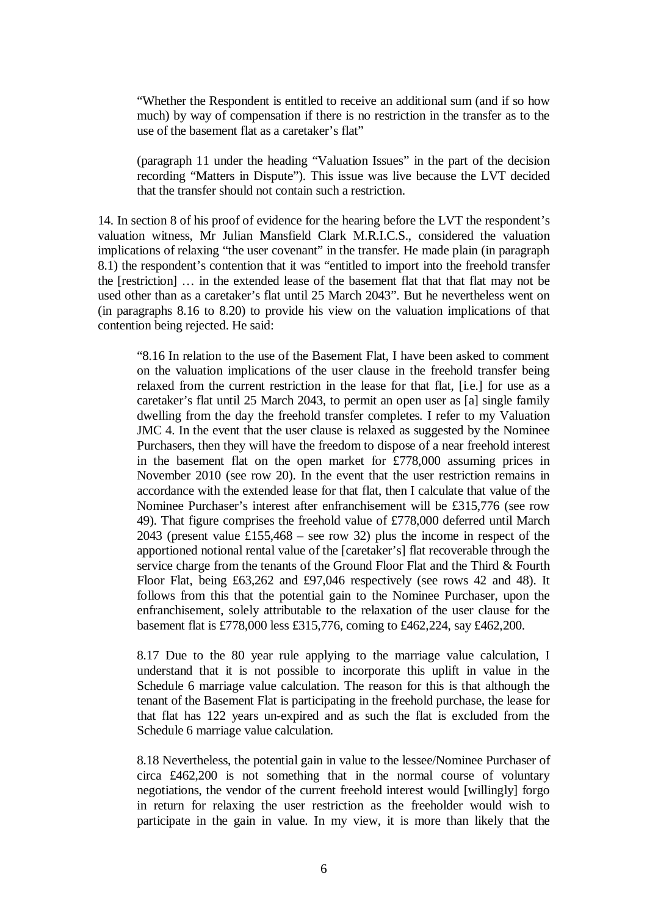> "Whether the Respondent is entitled to receive an additional sum (and if so how much) by way of compensation if there is no restriction in the transfer as to the use of the basement flat as a caretaker's flat"
>
> (paragraph 11 under the heading "Valuation Issues" in the part of the decision recording "Matters in Dispute"). This issue was live because the LVT decided that the transfer should not contain such a restriction.

14. In section 8 of his proof of evidence for the hearing before the LVT the respondent's valuation witness, Mr Julian Mansfield Clark M.R.I.C.S., considered the valuation implications of relaxing "the user covenant" in the transfer. He made plain (in paragraph 8.1) the respondent's contention that it was "entitled to import into the freehold transfer the [restriction] … in the extended lease of the basement flat that that flat may not be used other than as a caretaker's flat until 25 March 2043". But he nevertheless went on (in paragraphs 8.16 to 8.20) to provide his view on the valuation implications of that contention being rejected. He said:

> "8.16 In relation to the use of the Basement Flat, I have been asked to comment on the valuation implications of the user clause in the freehold transfer being relaxed from the current restriction in the lease for that flat, [i.e.] for use as a caretaker's flat until 25 March 2043, to permit an open user as [a] single family dwelling from the day the freehold transfer completes. I refer to my Valuation JMC 4. In the event that the user clause is relaxed as suggested by the Nominee Purchasers, then they will have the freedom to dispose of a near freehold interest in the basement flat on the open market for £778,000 assuming prices in November 2010 (see row 20). In the event that the user restriction remains in accordance with the extended lease for that flat, then I calculate that value of the Nominee Purchaser's interest after enfranchisement will be £315,776 (see row 49). That figure comprises the freehold value of £778,000 deferred until March 2043 (present value £155,468 – see row 32) plus the income in respect of the apportioned notional rental value of the [caretaker's] flat recoverable through the service charge from the tenants of the Ground Floor Flat and the Third & Fourth Floor Flat, being £63,262 and £97,046 respectively (see rows 42 and 48). It follows from this that the potential gain to the Nominee Purchaser, upon the enfranchisement, solely attributable to the relaxation of the user clause for the basement flat is £778,000 less £315,776, coming to £462,224, say £462,200.
>
> 8.17 Due to the 80 year rule applying to the marriage value calculation, I understand that it is not possible to incorporate this uplift in value in the Schedule 6 marriage value calculation. The reason for this is that although the tenant of the Basement Flat is participating in the freehold purchase, the lease for that flat has 122 years un-expired and as such the flat is excluded from the Schedule 6 marriage value calculation.
>
> 8.18 Nevertheless, the potential gain in value to the lessee/Nominee Purchaser of circa £462,200 is not something that in the normal course of voluntary negotiations, the vendor of the current freehold interest would [willingly] forgo in return for relaxing the user restriction as the freeholder would wish to participate in the gain in value. In my view, it is more than likely that the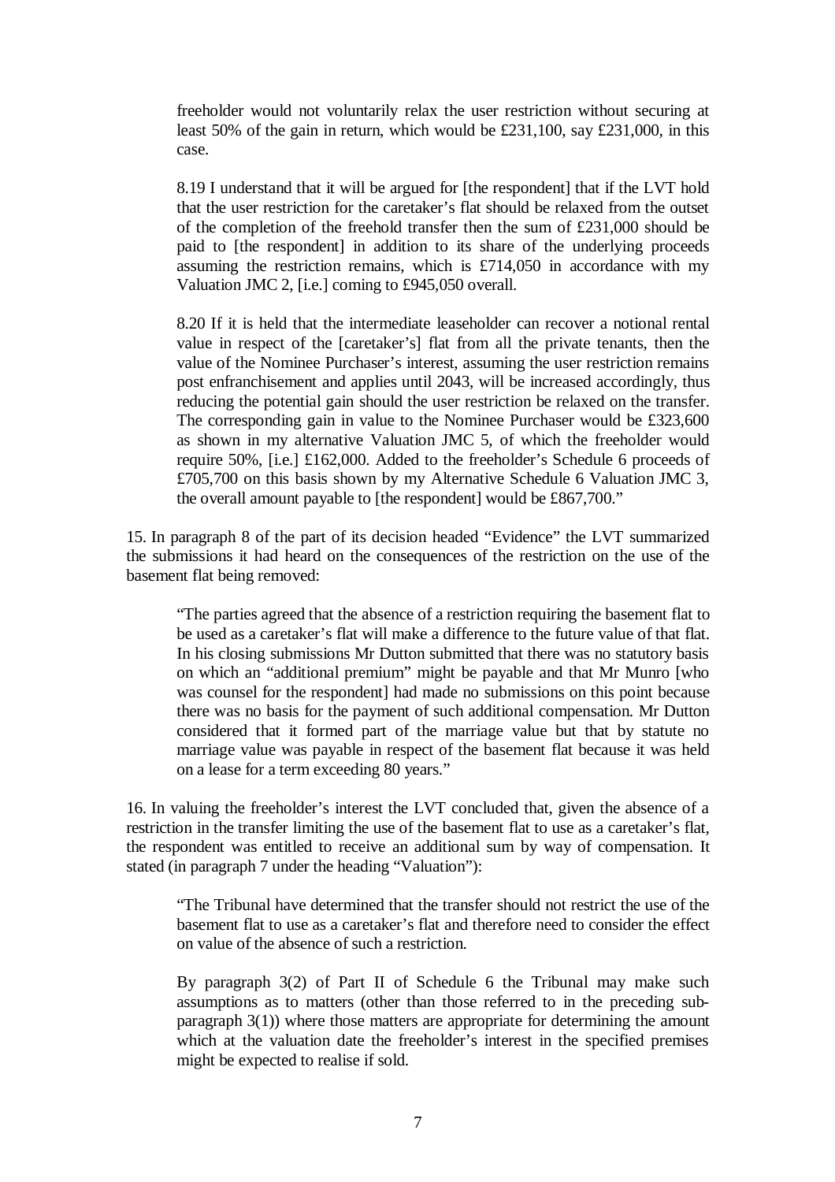> freeholder would not voluntarily relax the user restriction without securing at least 50% of the gain in return, which would be £231,100, say £231,000, in this case.
>
> 8.19 I understand that it will be argued for [the respondent] that if the LVT hold that the user restriction for the caretaker's flat should be relaxed from the outset of the completion of the freehold transfer then the sum of £231,000 should be paid to [the respondent] in addition to its share of the underlying proceeds assuming the restriction remains, which is £714,050 in accordance with my Valuation JMC 2, [i.e.] coming to £945,050 overall.
>
> 8.20 If it is held that the intermediate leaseholder can recover a notional rental value in respect of the [caretaker's] flat from all the private tenants, then the value of the Nominee Purchaser's interest, assuming the user restriction remains post enfranchisement and applies until 2043, will be increased accordingly, thus reducing the potential gain should the user restriction be relaxed on the transfer. The corresponding gain in value to the Nominee Purchaser would be £323,600 as shown in my alternative Valuation JMC 5, of which the freeholder would require 50%, [i.e.] £162,000. Added to the freeholder's Schedule 6 proceeds of £705,700 on this basis shown by my Alternative Schedule 6 Valuation JMC 3, the overall amount payable to [the respondent] would be £867,700."

15. In paragraph 8 of the part of its decision headed "Evidence" the LVT summarized the submissions it had heard on the consequences of the restriction on the use of the basement flat being removed:

> "The parties agreed that the absence of a restriction requiring the basement flat to be used as a caretaker's flat will make a difference to the future value of that flat. In his closing submissions Mr Dutton submitted that there was no statutory basis on which an "additional premium" might be payable and that Mr Munro [who was counsel for the respondent] had made no submissions on this point because there was no basis for the payment of such additional compensation. Mr Dutton considered that it formed part of the marriage value but that by statute no marriage value was payable in respect of the basement flat because it was held on a lease for a term exceeding 80 years."

16. In valuing the freeholder's interest the LVT concluded that, given the absence of a restriction in the transfer limiting the use of the basement flat to use as a caretaker's flat, the respondent was entitled to receive an additional sum by way of compensation. It stated (in paragraph 7 under the heading "Valuation"):

> "The Tribunal have determined that the transfer should not restrict the use of the basement flat to use as a caretaker's flat and therefore need to consider the effect on value of the absence of such a restriction.
>
> By paragraph 3(2) of Part II of Schedule 6 the Tribunal may make such assumptions as to matters (other than those referred to in the preceding sub-paragraph 3(1)) where those matters are appropriate for determining the amount which at the valuation date the freeholder's interest in the specified premises might be expected to realise if sold.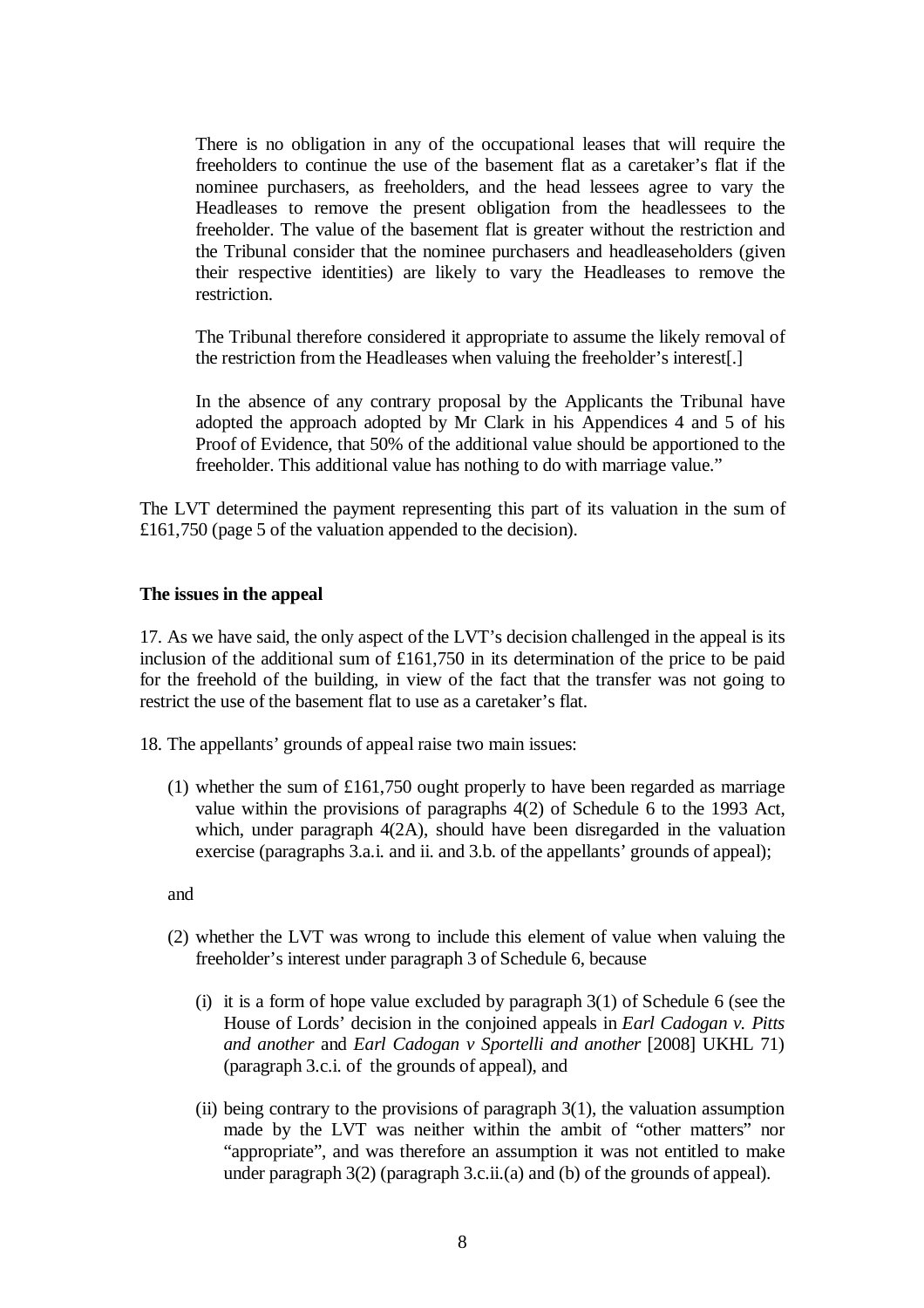> There is no obligation in any of the occupational leases that will require the freeholders to continue the use of the basement flat as a caretaker's flat if the nominee purchasers, as freeholders, and the head lessees agree to vary the Headleases to remove the present obligation from the headlessees to the freeholder. The value of the basement flat is greater without the restriction and the Tribunal consider that the nominee purchasers and headleaseholders (given their respective identities) are likely to vary the Headleases to remove the restriction.
>
> The Tribunal therefore considered it appropriate to assume the likely removal of the restriction from the Headleases when valuing the freeholder's interest[.]
>
> In the absence of any contrary proposal by the Applicants the Tribunal have adopted the approach adopted by Mr Clark in his Appendices 4 and 5 of his Proof of Evidence, that 50% of the additional value should be apportioned to the freeholder. This additional value has nothing to do with marriage value."

The LVT determined the payment representing this part of its valuation in the sum of £161,750 (page 5 of the valuation appended to the decision).

**The issues in the appeal**

17. As we have said, the only aspect of the LVT's decision challenged in the appeal is its inclusion of the additional sum of £161,750 in its determination of the price to be paid for the freehold of the building, in view of the fact that the transfer was not going to restrict the use of the basement flat to use as a caretaker's flat.

18. The appellants' grounds of appeal raise two main issues:

(1) whether the sum of £161,750 ought properly to have been regarded as marriage value within the provisions of paragraphs 4(2) of Schedule 6 to the 1993 Act, which, under paragraph 4(2A), should have been disregarded in the valuation exercise (paragraphs 3.a.i. and ii. and 3.b. of the appellants' grounds of appeal);

and

(2) whether the LVT was wrong to include this element of value when valuing the freeholder's interest under paragraph 3 of Schedule 6, because

  (i) it is a form of hope value excluded by paragraph 3(1) of Schedule 6 (see the House of Lords' decision in the conjoined appeals in *Earl Cadogan v. Pitts and another* and *Earl Cadogan v Sportelli and another* [2008] UKHL 71) (paragraph 3.c.i. of the grounds of appeal), and

  (ii) being contrary to the provisions of paragraph 3(1), the valuation assumption made by the LVT was neither within the ambit of "other matters" nor "appropriate", and was therefore an assumption it was not entitled to make under paragraph 3(2) (paragraph 3.c.ii.(a) and (b) of the grounds of appeal).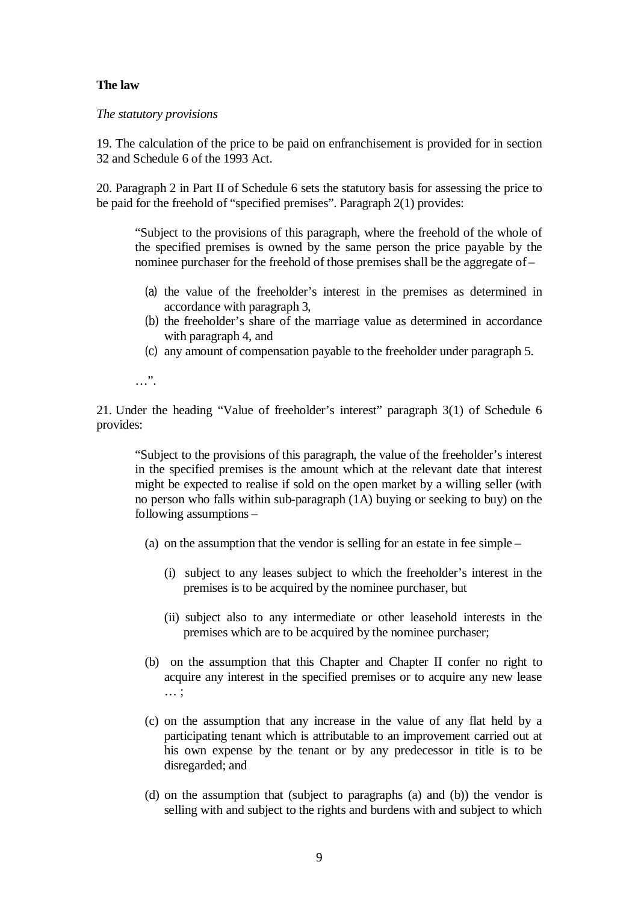**The law**

*The statutory provisions*

19. The calculation of the price to be paid on enfranchisement is provided for in section 32 and Schedule 6 of the 1993 Act.

20. Paragraph 2 in Part II of Schedule 6 sets the statutory basis for assessing the price to be paid for the freehold of "specified premises". Paragraph 2(1) provides:

> "Subject to the provisions of this paragraph, where the freehold of the whole of the specified premises is owned by the same person the price payable by the nominee purchaser for the freehold of those premises shall be the aggregate of –
>
> (a) the value of the freeholder's interest in the premises as determined in accordance with paragraph 3,
> (b) the freeholder's share of the marriage value as determined in accordance with paragraph 4, and
> (c) any amount of compensation payable to the freeholder under paragraph 5.
>
> …".

21. Under the heading "Value of freeholder's interest" paragraph 3(1) of Schedule 6 provides:

> "Subject to the provisions of this paragraph, the value of the freeholder's interest in the specified premises is the amount which at the relevant date that interest might be expected to realise if sold on the open market by a willing seller (with no person who falls within sub-paragraph (1A) buying or seeking to buy) on the following assumptions –
>
> (a) on the assumption that the vendor is selling for an estate in fee simple –
>
> (i) subject to any leases subject to which the freeholder's interest in the premises is to be acquired by the nominee purchaser, but
>
> (ii) subject also to any intermediate or other leasehold interests in the premises which are to be acquired by the nominee purchaser;
>
> (b) on the assumption that this Chapter and Chapter II confer no right to acquire any interest in the specified premises or to acquire any new lease … ;
>
> (c) on the assumption that any increase in the value of any flat held by a participating tenant which is attributable to an improvement carried out at his own expense by the tenant or by any predecessor in title is to be disregarded; and
>
> (d) on the assumption that (subject to paragraphs (a) and (b)) the vendor is selling with and subject to the rights and burdens with and subject to which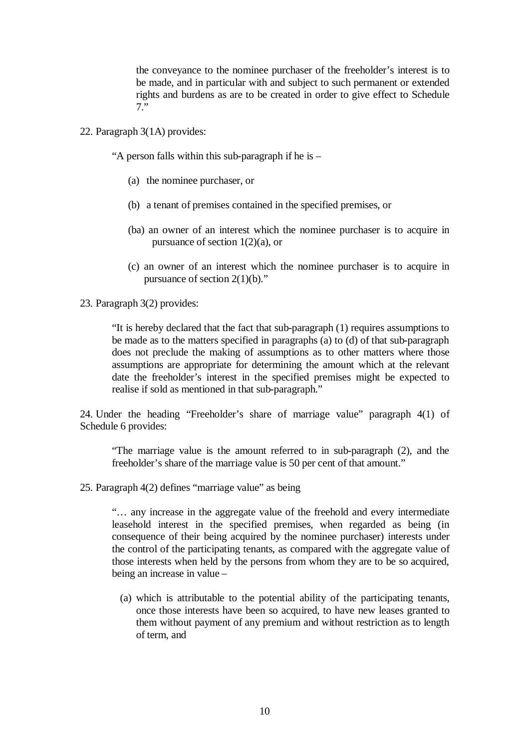> the conveyance to the nominee purchaser of the freeholder's interest is to be made, and in particular with and subject to such permanent or extended rights and burdens as are to be created in order to give effect to Schedule 7."

22. Paragraph 3(1A) provides:

> "A person falls within this sub-paragraph if he is –
>
> (a) the nominee purchaser, or
>
> (b) a tenant of premises contained in the specified premises, or
>
> (ba) an owner of an interest which the nominee purchaser is to acquire in pursuance of section 1(2)(a), or
>
> (c) an owner of an interest which the nominee purchaser is to acquire in pursuance of section 2(1)(b)."

23. Paragraph 3(2) provides:

> "It is hereby declared that the fact that sub-paragraph (1) requires assumptions to be made as to the matters specified in paragraphs (a) to (d) of that sub-paragraph does not preclude the making of assumptions as to other matters where those assumptions are appropriate for determining the amount which at the relevant date the freeholder's interest in the specified premises might be expected to realise if sold as mentioned in that sub-paragraph."

24. Under the heading "Freeholder's share of marriage value" paragraph 4(1) of Schedule 6 provides:

> "The marriage value is the amount referred to in sub-paragraph (2), and the freeholder's share of the marriage value is 50 per cent of that amount."

25. Paragraph 4(2) defines "marriage value" as being

> "… any increase in the aggregate value of the freehold and every intermediate leasehold interest in the specified premises, when regarded as being (in consequence of their being acquired by the nominee purchaser) interests under the control of the participating tenants, as compared with the aggregate value of those interests when held by the persons from whom they are to be so acquired, being an increase in value –
>
> (a) which is attributable to the potential ability of the participating tenants, once those interests have been so acquired, to have new leases granted to them without payment of any premium and without restriction as to length of term, and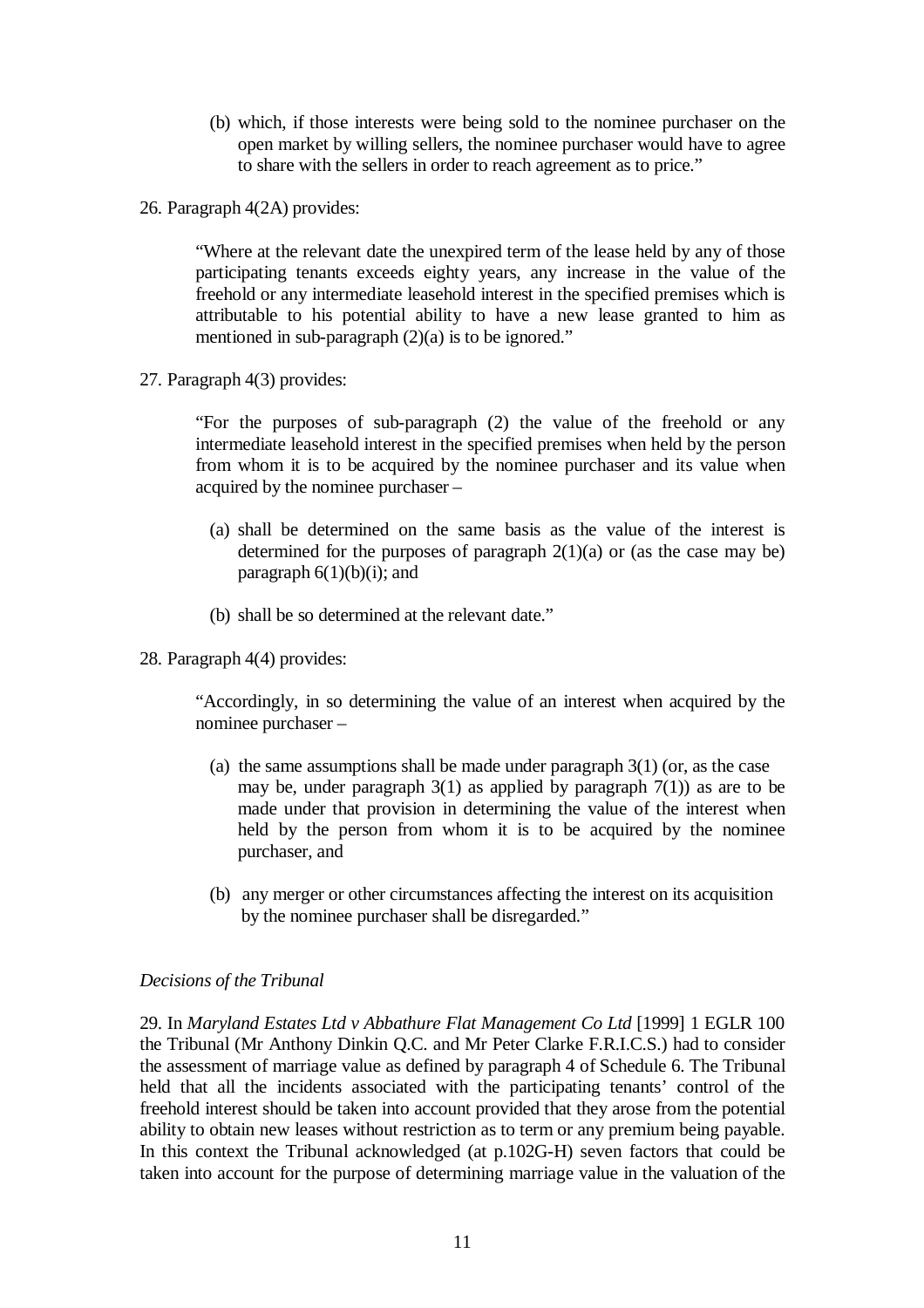> (b) which, if those interests were being sold to the nominee purchaser on the open market by willing sellers, the nominee purchaser would have to agree to share with the sellers in order to reach agreement as to price."

26. Paragraph 4(2A) provides:

> "Where at the relevant date the unexpired term of the lease held by any of those participating tenants exceeds eighty years, any increase in the value of the freehold or any intermediate leasehold interest in the specified premises which is attributable to his potential ability to have a new lease granted to him as mentioned in sub-paragraph (2)(a) is to be ignored."

27. Paragraph 4(3) provides:

> "For the purposes of sub-paragraph (2) the value of the freehold or any intermediate leasehold interest in the specified premises when held by the person from whom it is to be acquired by the nominee purchaser and its value when acquired by the nominee purchaser –
>
> (a) shall be determined on the same basis as the value of the interest is determined for the purposes of paragraph 2(1)(a) or (as the case may be) paragraph 6(1)(b)(i); and
>
> (b) shall be so determined at the relevant date."

28. Paragraph 4(4) provides:

> "Accordingly, in so determining the value of an interest when acquired by the nominee purchaser –
>
> (a) the same assumptions shall be made under paragraph 3(1) (or, as the case may be, under paragraph 3(1) as applied by paragraph 7(1)) as are to be made under that provision in determining the value of the interest when held by the person from whom it is to be acquired by the nominee purchaser, and
>
> (b) any merger or other circumstances affecting the interest on its acquisition by the nominee purchaser shall be disregarded."

*Decisions of the Tribunal*

29. In *Maryland Estates Ltd v Abbathure Flat Management Co Ltd* [1999] 1 EGLR 100 the Tribunal (Mr Anthony Dinkin Q.C. and Mr Peter Clarke F.R.I.C.S.) had to consider the assessment of marriage value as defined by paragraph 4 of Schedule 6. The Tribunal held that all the incidents associated with the participating tenants' control of the freehold interest should be taken into account provided that they arose from the potential ability to obtain new leases without restriction as to term or any premium being payable. In this context the Tribunal acknowledged (at p.102G-H) seven factors that could be taken into account for the purpose of determining marriage value in the valuation of the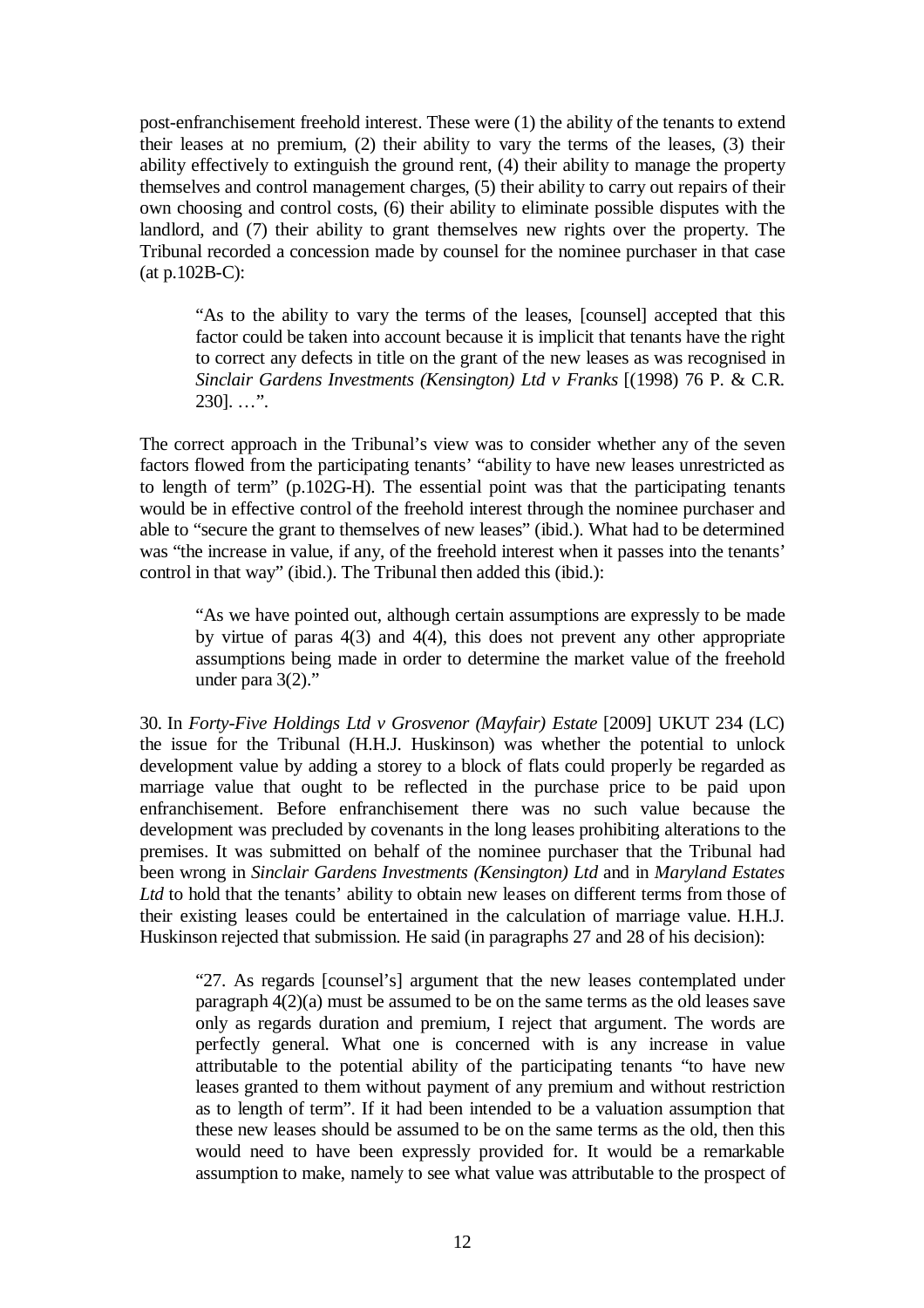post-enfranchisement freehold interest. These were (1) the ability of the tenants to extend their leases at no premium, (2) their ability to vary the terms of the leases, (3) their ability effectively to extinguish the ground rent, (4) their ability to manage the property themselves and control management charges, (5) their ability to carry out repairs of their own choosing and control costs, (6) their ability to eliminate possible disputes with the landlord, and (7) their ability to grant themselves new rights over the property. The Tribunal recorded a concession made by counsel for the nominee purchaser in that case (at p.102B-C):

> "As to the ability to vary the terms of the leases, [counsel] accepted that this factor could be taken into account because it is implicit that tenants have the right to correct any defects in title on the grant of the new leases as was recognised in *Sinclair Gardens Investments (Kensington) Ltd v Franks* [(1998) 76 P. & C.R. 230]. …".

The correct approach in the Tribunal's view was to consider whether any of the seven factors flowed from the participating tenants' "ability to have new leases unrestricted as to length of term" (p.102G-H). The essential point was that the participating tenants would be in effective control of the freehold interest through the nominee purchaser and able to "secure the grant to themselves of new leases" (ibid.). What had to be determined was "the increase in value, if any, of the freehold interest when it passes into the tenants' control in that way" (ibid.). The Tribunal then added this (ibid.):

> "As we have pointed out, although certain assumptions are expressly to be made by virtue of paras 4(3) and 4(4), this does not prevent any other appropriate assumptions being made in order to determine the market value of the freehold under para 3(2)."

30. In *Forty-Five Holdings Ltd v Grosvenor (Mayfair) Estate* [2009] UKUT 234 (LC) the issue for the Tribunal (H.H.J. Huskinson) was whether the potential to unlock development value by adding a storey to a block of flats could properly be regarded as marriage value that ought to be reflected in the purchase price to be paid upon enfranchisement. Before enfranchisement there was no such value because the development was precluded by covenants in the long leases prohibiting alterations to the premises. It was submitted on behalf of the nominee purchaser that the Tribunal had been wrong in *Sinclair Gardens Investments (Kensington) Ltd* and in *Maryland Estates Ltd* to hold that the tenants' ability to obtain new leases on different terms from those of their existing leases could be entertained in the calculation of marriage value. H.H.J. Huskinson rejected that submission. He said (in paragraphs 27 and 28 of his decision):

> "27. As regards [counsel's] argument that the new leases contemplated under paragraph 4(2)(a) must be assumed to be on the same terms as the old leases save only as regards duration and premium, I reject that argument. The words are perfectly general. What one is concerned with is any increase in value attributable to the potential ability of the participating tenants "to have new leases granted to them without payment of any premium and without restriction as to length of term". If it had been intended to be a valuation assumption that these new leases should be assumed to be on the same terms as the old, then this would need to have been expressly provided for. It would be a remarkable assumption to make, namely to see what value was attributable to the prospect of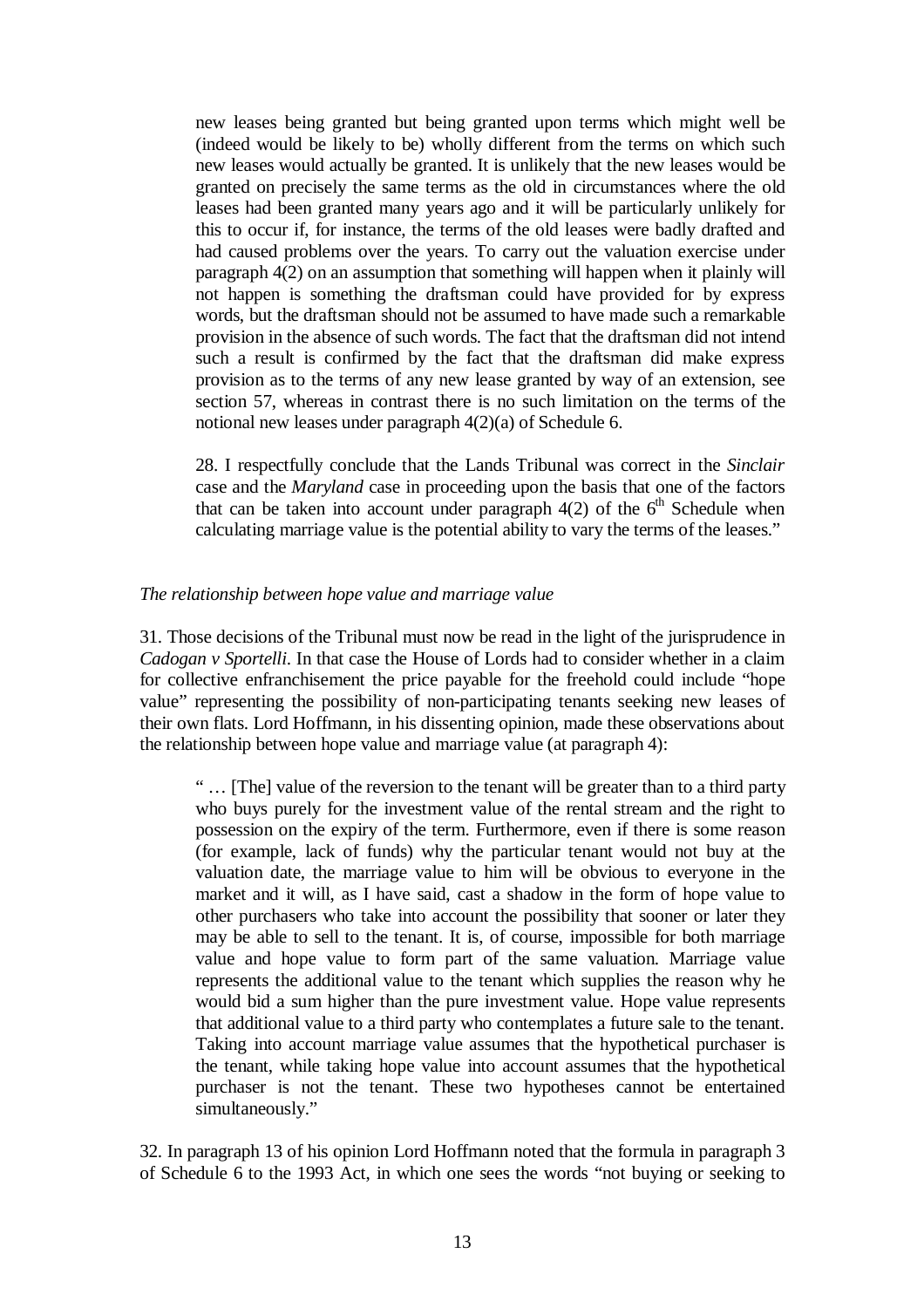new leases being granted but being granted upon terms which might well be (indeed would be likely to be) wholly different from the terms on which such new leases would actually be granted. It is unlikely that the new leases would be granted on precisely the same terms as the old in circumstances where the old leases had been granted many years ago and it will be particularly unlikely for this to occur if, for instance, the terms of the old leases were badly drafted and had caused problems over the years. To carry out the valuation exercise under paragraph 4(2) on an assumption that something will happen when it plainly will not happen is something the draftsman could have provided for by express words, but the draftsman should not be assumed to have made such a remarkable provision in the absence of such words. The fact that the draftsman did not intend such a result is confirmed by the fact that the draftsman did make express provision as to the terms of any new lease granted by way of an extension, see section 57, whereas in contrast there is no such limitation on the terms of the notional new leases under paragraph 4(2)(a) of Schedule 6.

> 28. I respectfully conclude that the Lands Tribunal was correct in the *Sinclair* case and the *Maryland* case in proceeding upon the basis that one of the factors that can be taken into account under paragraph 4(2) of the 6th Schedule when calculating marriage value is the potential ability to vary the terms of the leases."

*The relationship between hope value and marriage value*

31. Those decisions of the Tribunal must now be read in the light of the jurisprudence in *Cadogan v Sportelli*. In that case the House of Lords had to consider whether in a claim for collective enfranchisement the price payable for the freehold could include "hope value" representing the possibility of non-participating tenants seeking new leases of their own flats. Lord Hoffmann, in his dissenting opinion, made these observations about the relationship between hope value and marriage value (at paragraph 4):

> " … [The] value of the reversion to the tenant will be greater than to a third party who buys purely for the investment value of the rental stream and the right to possession on the expiry of the term. Furthermore, even if there is some reason (for example, lack of funds) why the particular tenant would not buy at the valuation date, the marriage value to him will be obvious to everyone in the market and it will, as I have said, cast a shadow in the form of hope value to other purchasers who take into account the possibility that sooner or later they may be able to sell to the tenant. It is, of course, impossible for both marriage value and hope value to form part of the same valuation. Marriage value represents the additional value to the tenant which supplies the reason why he would bid a sum higher than the pure investment value. Hope value represents that additional value to a third party who contemplates a future sale to the tenant. Taking into account marriage value assumes that the hypothetical purchaser is the tenant, while taking hope value into account assumes that the hypothetical purchaser is not the tenant. These two hypotheses cannot be entertained simultaneously."

32. In paragraph 13 of his opinion Lord Hoffmann noted that the formula in paragraph 3 of Schedule 6 to the 1993 Act, in which one sees the words "not buying or seeking to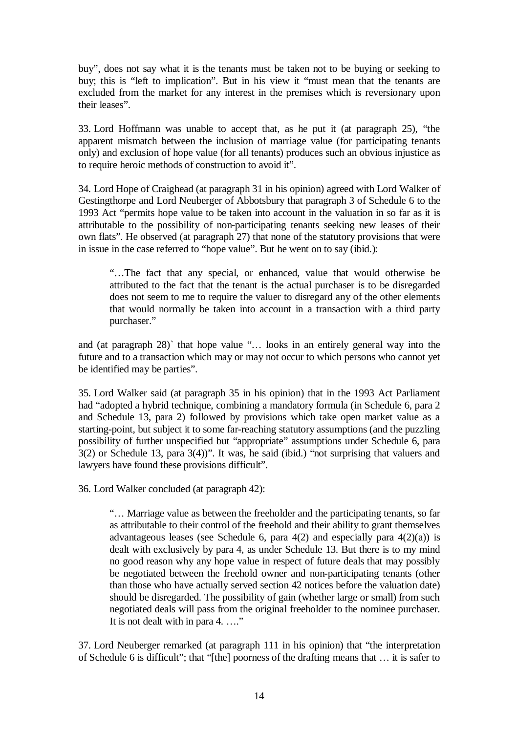buy", does not say what it is the tenants must be taken not to be buying or seeking to buy; this is "left to implication". But in his view it "must mean that the tenants are excluded from the market for any interest in the premises which is reversionary upon their leases".

33. Lord Hoffmann was unable to accept that, as he put it (at paragraph 25), "the apparent mismatch between the inclusion of marriage value (for participating tenants only) and exclusion of hope value (for all tenants) produces such an obvious injustice as to require heroic methods of construction to avoid it".

34. Lord Hope of Craighead (at paragraph 31 in his opinion) agreed with Lord Walker of Gestingthorpe and Lord Neuberger of Abbotsbury that paragraph 3 of Schedule 6 to the 1993 Act "permits hope value to be taken into account in the valuation in so far as it is attributable to the possibility of non-participating tenants seeking new leases of their own flats". He observed (at paragraph 27) that none of the statutory provisions that were in issue in the case referred to "hope value". But he went on to say (ibid.):

> "…The fact that any special, or enhanced, value that would otherwise be attributed to the fact that the tenant is the actual purchaser is to be disregarded does not seem to me to require the valuer to disregard any of the other elements that would normally be taken into account in a transaction with a third party purchaser."

and (at paragraph 28)` that hope value "… looks in an entirely general way into the future and to a transaction which may or may not occur to which persons who cannot yet be identified may be parties".

35. Lord Walker said (at paragraph 35 in his opinion) that in the 1993 Act Parliament had "adopted a hybrid technique, combining a mandatory formula (in Schedule 6, para 2 and Schedule 13, para 2) followed by provisions which take open market value as a starting-point, but subject it to some far-reaching statutory assumptions (and the puzzling possibility of further unspecified but "appropriate" assumptions under Schedule 6, para 3(2) or Schedule 13, para 3(4))". It was, he said (ibid.) "not surprising that valuers and lawyers have found these provisions difficult".

36. Lord Walker concluded (at paragraph 42):

> "… Marriage value as between the freeholder and the participating tenants, so far as attributable to their control of the freehold and their ability to grant themselves advantageous leases (see Schedule 6, para 4(2) and especially para 4(2)(a)) is dealt with exclusively by para 4, as under Schedule 13. But there is to my mind no good reason why any hope value in respect of future deals that may possibly be negotiated between the freehold owner and non-participating tenants (other than those who have actually served section 42 notices before the valuation date) should be disregarded. The possibility of gain (whether large or small) from such negotiated deals will pass from the original freeholder to the nominee purchaser. It is not dealt with in para 4. …."

37. Lord Neuberger remarked (at paragraph 111 in his opinion) that "the interpretation of Schedule 6 is difficult"; that "[the] poorness of the drafting means that … it is safer to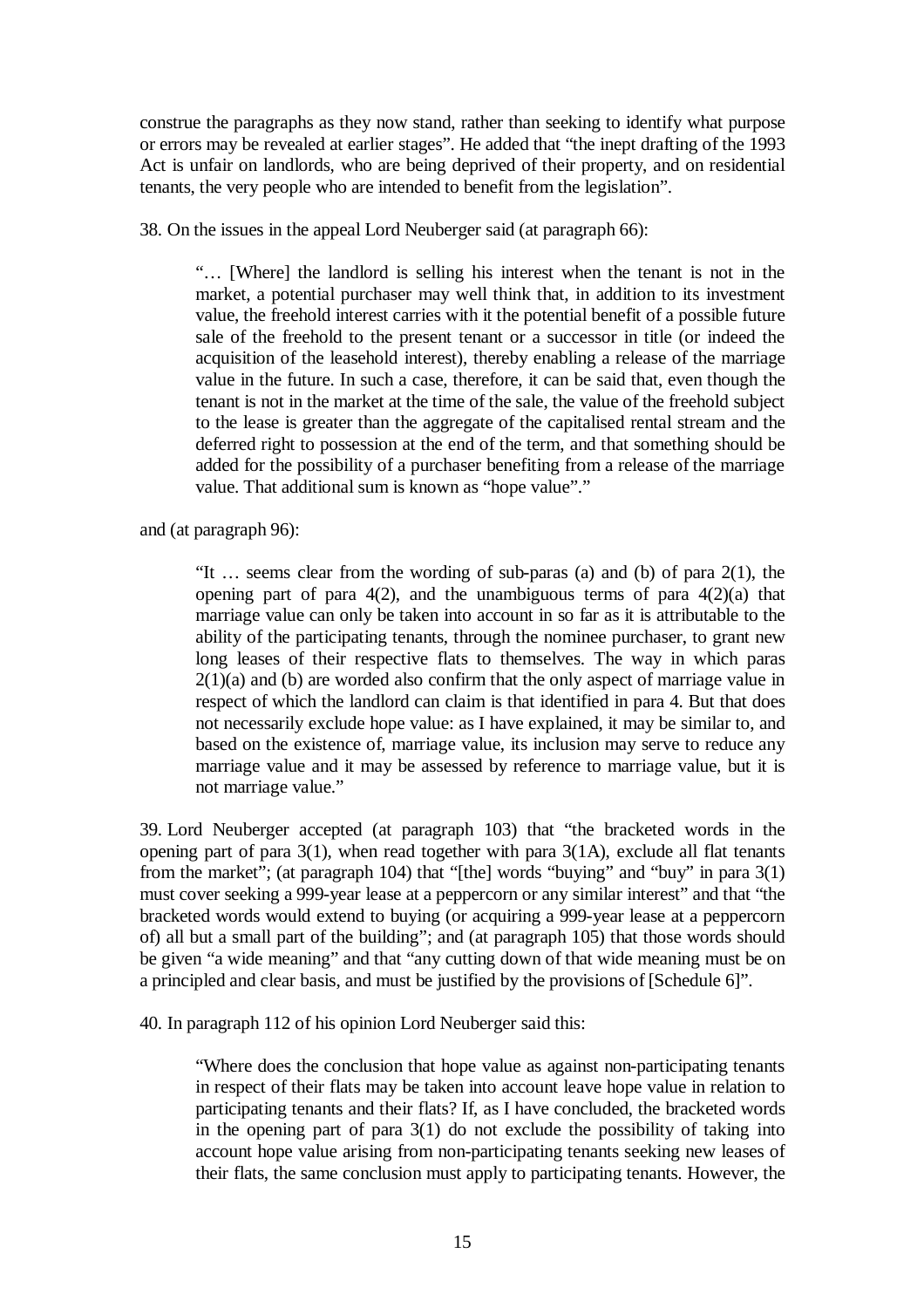construe the paragraphs as they now stand, rather than seeking to identify what purpose or errors may be revealed at earlier stages". He added that "the inept drafting of the 1993 Act is unfair on landlords, who are being deprived of their property, and on residential tenants, the very people who are intended to benefit from the legislation".

38. On the issues in the appeal Lord Neuberger said (at paragraph 66):

> "… [Where] the landlord is selling his interest when the tenant is not in the market, a potential purchaser may well think that, in addition to its investment value, the freehold interest carries with it the potential benefit of a possible future sale of the freehold to the present tenant or a successor in title (or indeed the acquisition of the leasehold interest), thereby enabling a release of the marriage value in the future. In such a case, therefore, it can be said that, even though the tenant is not in the market at the time of the sale, the value of the freehold subject to the lease is greater than the aggregate of the capitalised rental stream and the deferred right to possession at the end of the term, and that something should be added for the possibility of a purchaser benefiting from a release of the marriage value. That additional sum is known as "hope value"."

and (at paragraph 96):

> "It … seems clear from the wording of sub-paras (a) and (b) of para 2(1), the opening part of para 4(2), and the unambiguous terms of para 4(2)(a) that marriage value can only be taken into account in so far as it is attributable to the ability of the participating tenants, through the nominee purchaser, to grant new long leases of their respective flats to themselves. The way in which paras 2(1)(a) and (b) are worded also confirm that the only aspect of marriage value in respect of which the landlord can claim is that identified in para 4. But that does not necessarily exclude hope value: as I have explained, it may be similar to, and based on the existence of, marriage value, its inclusion may serve to reduce any marriage value and it may be assessed by reference to marriage value, but it is not marriage value."

39. Lord Neuberger accepted (at paragraph 103) that "the bracketed words in the opening part of para 3(1), when read together with para 3(1A), exclude all flat tenants from the market"; (at paragraph 104) that "[the] words "buying" and "buy" in para 3(1) must cover seeking a 999-year lease at a peppercorn or any similar interest" and that "the bracketed words would extend to buying (or acquiring a 999-year lease at a peppercorn of) all but a small part of the building"; and (at paragraph 105) that those words should be given "a wide meaning" and that "any cutting down of that wide meaning must be on a principled and clear basis, and must be justified by the provisions of [Schedule 6]".

40. In paragraph 112 of his opinion Lord Neuberger said this:

> "Where does the conclusion that hope value as against non-participating tenants in respect of their flats may be taken into account leave hope value in relation to participating tenants and their flats? If, as I have concluded, the bracketed words in the opening part of para 3(1) do not exclude the possibility of taking into account hope value arising from non-participating tenants seeking new leases of their flats, the same conclusion must apply to participating tenants. However, the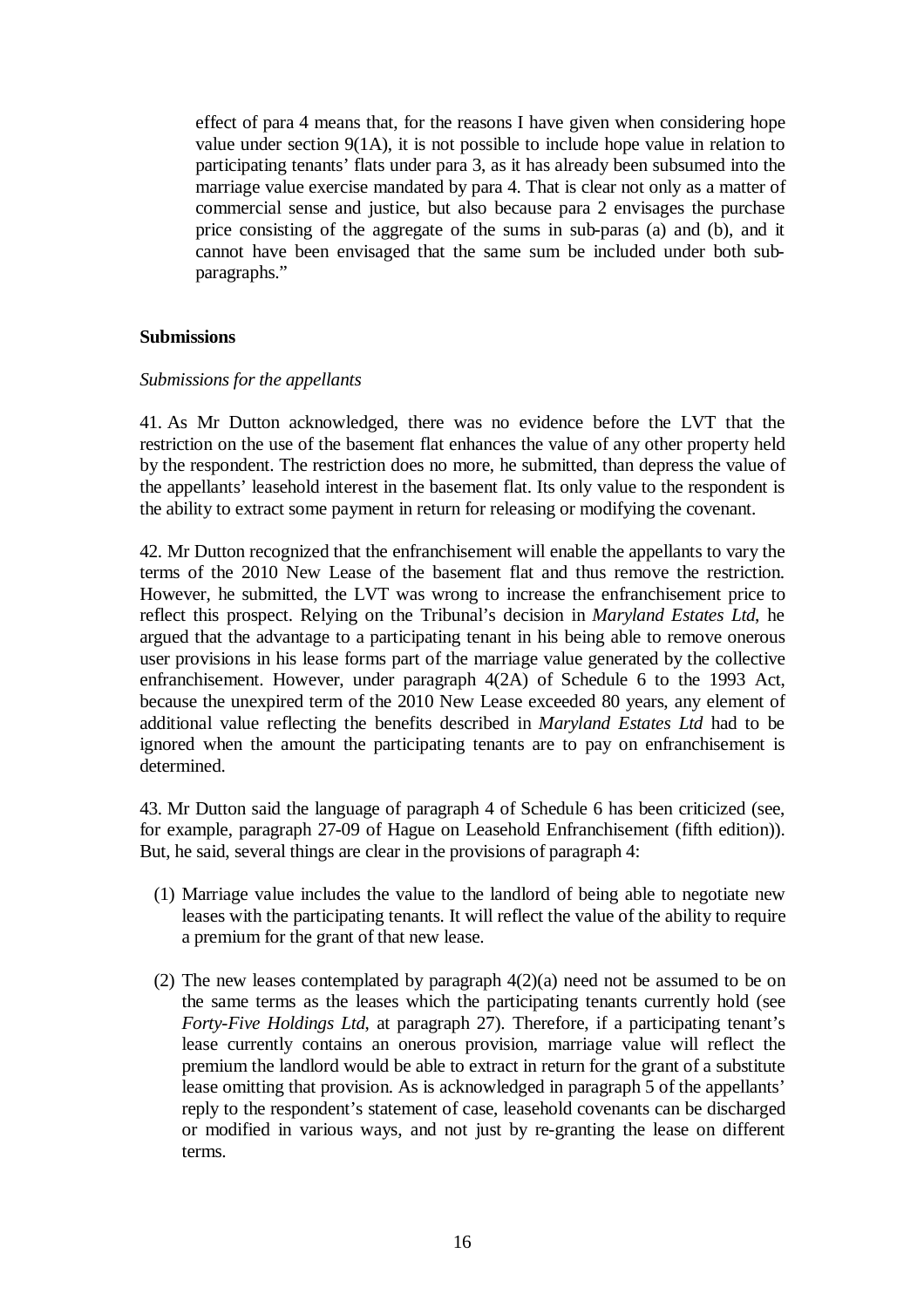effect of para 4 means that, for the reasons I have given when considering hope value under section 9(1A), it is not possible to include hope value in relation to participating tenants' flats under para 3, as it has already been subsumed into the marriage value exercise mandated by para 4. That is clear not only as a matter of commercial sense and justice, but also because para 2 envisages the purchase price consisting of the aggregate of the sums in sub-paras (a) and (b), and it cannot have been envisaged that the same sum be included under both sub-paragraphs."

**Submissions**

*Submissions for the appellants*

41. As Mr Dutton acknowledged, there was no evidence before the LVT that the restriction on the use of the basement flat enhances the value of any other property held by the respondent. The restriction does no more, he submitted, than depress the value of the appellants' leasehold interest in the basement flat. Its only value to the respondent is the ability to extract some payment in return for releasing or modifying the covenant.

42. Mr Dutton recognized that the enfranchisement will enable the appellants to vary the terms of the 2010 New Lease of the basement flat and thus remove the restriction. However, he submitted, the LVT was wrong to increase the enfranchisement price to reflect this prospect. Relying on the Tribunal's decision in *Maryland Estates Ltd*, he argued that the advantage to a participating tenant in his being able to remove onerous user provisions in his lease forms part of the marriage value generated by the collective enfranchisement. However, under paragraph 4(2A) of Schedule 6 to the 1993 Act, because the unexpired term of the 2010 New Lease exceeded 80 years, any element of additional value reflecting the benefits described in *Maryland Estates Ltd* had to be ignored when the amount the participating tenants are to pay on enfranchisement is determined.

43. Mr Dutton said the language of paragraph 4 of Schedule 6 has been criticized (see, for example, paragraph 27-09 of Hague on Leasehold Enfranchisement (fifth edition)). But, he said, several things are clear in the provisions of paragraph 4:

(1) Marriage value includes the value to the landlord of being able to negotiate new leases with the participating tenants. It will reflect the value of the ability to require a premium for the grant of that new lease.

(2) The new leases contemplated by paragraph 4(2)(a) need not be assumed to be on the same terms as the leases which the participating tenants currently hold (see *Forty-Five Holdings Ltd*, at paragraph 27). Therefore, if a participating tenant's lease currently contains an onerous provision, marriage value will reflect the premium the landlord would be able to extract in return for the grant of a substitute lease omitting that provision. As is acknowledged in paragraph 5 of the appellants' reply to the respondent's statement of case, leasehold covenants can be discharged or modified in various ways, and not just by re-granting the lease on different terms.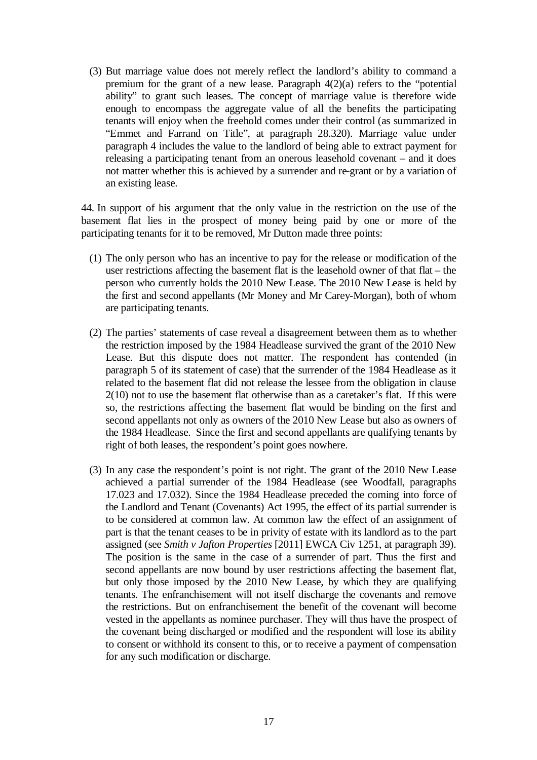(3) But marriage value does not merely reflect the landlord's ability to command a premium for the grant of a new lease. Paragraph 4(2)(a) refers to the "potential ability" to grant such leases. The concept of marriage value is therefore wide enough to encompass the aggregate value of all the benefits the participating tenants will enjoy when the freehold comes under their control (as summarized in "Emmet and Farrand on Title", at paragraph 28.320). Marriage value under paragraph 4 includes the value to the landlord of being able to extract payment for releasing a participating tenant from an onerous leasehold covenant – and it does not matter whether this is achieved by a surrender and re-grant or by a variation of an existing lease.

44. In support of his argument that the only value in the restriction on the use of the basement flat lies in the prospect of money being paid by one or more of the participating tenants for it to be removed, Mr Dutton made three points:

(1) The only person who has an incentive to pay for the release or modification of the user restrictions affecting the basement flat is the leasehold owner of that flat – the person who currently holds the 2010 New Lease. The 2010 New Lease is held by the first and second appellants (Mr Money and Mr Carey-Morgan), both of whom are participating tenants.

(2) The parties' statements of case reveal a disagreement between them as to whether the restriction imposed by the 1984 Headlease survived the grant of the 2010 New Lease. But this dispute does not matter. The respondent has contended (in paragraph 5 of its statement of case) that the surrender of the 1984 Headlease as it related to the basement flat did not release the lessee from the obligation in clause 2(10) not to use the basement flat otherwise than as a caretaker's flat. If this were so, the restrictions affecting the basement flat would be binding on the first and second appellants not only as owners of the 2010 New Lease but also as owners of the 1984 Headlease. Since the first and second appellants are qualifying tenants by right of both leases, the respondent's point goes nowhere.

(3) In any case the respondent's point is not right. The grant of the 2010 New Lease achieved a partial surrender of the 1984 Headlease (see Woodfall, paragraphs 17.023 and 17.032). Since the 1984 Headlease preceded the coming into force of the Landlord and Tenant (Covenants) Act 1995, the effect of its partial surrender is to be considered at common law. At common law the effect of an assignment of part is that the tenant ceases to be in privity of estate with its landlord as to the part assigned (see *Smith v Jafton Properties* [2011] EWCA Civ 1251, at paragraph 39). The position is the same in the case of a surrender of part. Thus the first and second appellants are now bound by user restrictions affecting the basement flat, but only those imposed by the 2010 New Lease, by which they are qualifying tenants. The enfranchisement will not itself discharge the covenants and remove the restrictions. But on enfranchisement the benefit of the covenant will become vested in the appellants as nominee purchaser. They will thus have the prospect of the covenant being discharged or modified and the respondent will lose its ability to consent or withhold its consent to this, or to receive a payment of compensation for any such modification or discharge.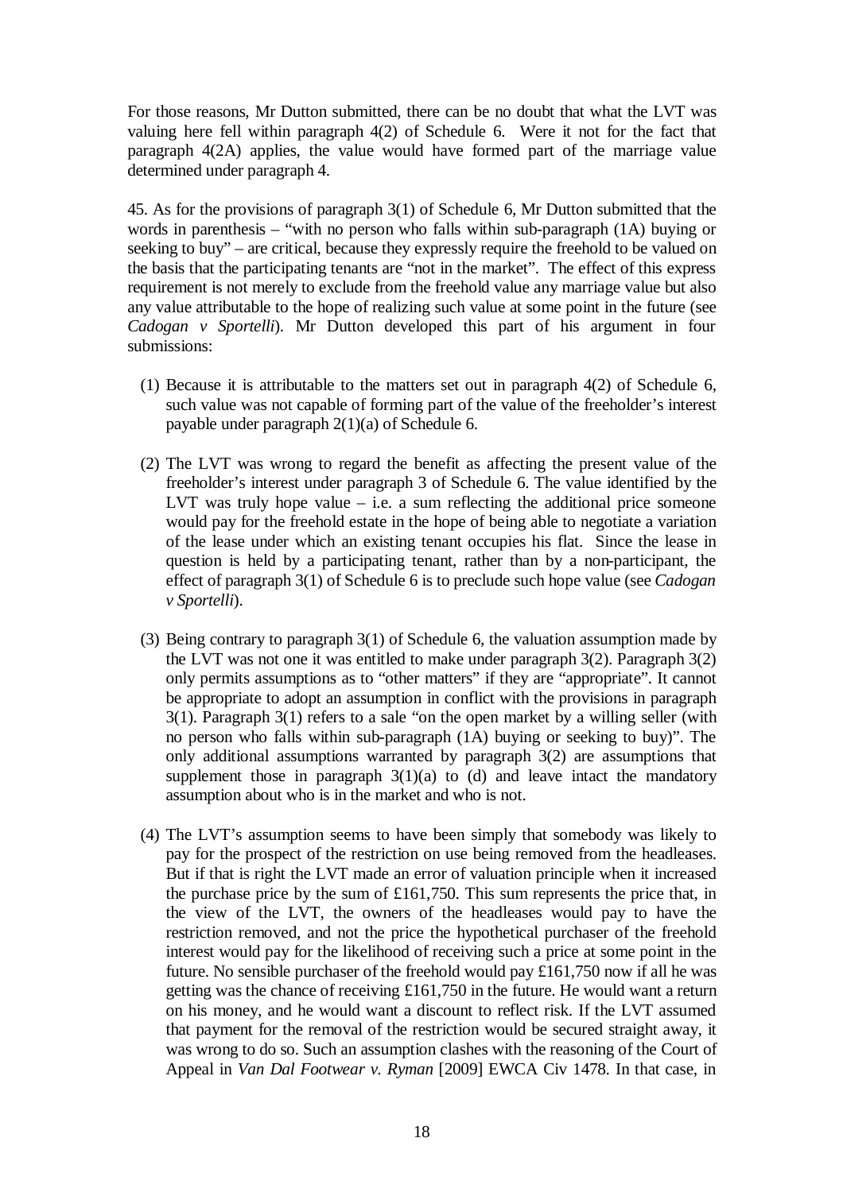For those reasons, Mr Dutton submitted, there can be no doubt that what the LVT was valuing here fell within paragraph 4(2) of Schedule 6. Were it not for the fact that paragraph 4(2A) applies, the value would have formed part of the marriage value determined under paragraph 4.

45. As for the provisions of paragraph 3(1) of Schedule 6, Mr Dutton submitted that the words in parenthesis – "with no person who falls within sub-paragraph (1A) buying or seeking to buy" – are critical, because they expressly require the freehold to be valued on the basis that the participating tenants are "not in the market". The effect of this express requirement is not merely to exclude from the freehold value any marriage value but also any value attributable to the hope of realizing such value at some point in the future (see *Cadogan v Sportelli*). Mr Dutton developed this part of his argument in four submissions:

(1) Because it is attributable to the matters set out in paragraph 4(2) of Schedule 6, such value was not capable of forming part of the value of the freeholder's interest payable under paragraph 2(1)(a) of Schedule 6.

(2) The LVT was wrong to regard the benefit as affecting the present value of the freeholder's interest under paragraph 3 of Schedule 6. The value identified by the LVT was truly hope value – i.e. a sum reflecting the additional price someone would pay for the freehold estate in the hope of being able to negotiate a variation of the lease under which an existing tenant occupies his flat. Since the lease in question is held by a participating tenant, rather than by a non-participant, the effect of paragraph 3(1) of Schedule 6 is to preclude such hope value (see *Cadogan v Sportelli*).

(3) Being contrary to paragraph 3(1) of Schedule 6, the valuation assumption made by the LVT was not one it was entitled to make under paragraph 3(2). Paragraph 3(2) only permits assumptions as to "other matters" if they are "appropriate". It cannot be appropriate to adopt an assumption in conflict with the provisions in paragraph 3(1). Paragraph 3(1) refers to a sale "on the open market by a willing seller (with no person who falls within sub-paragraph (1A) buying or seeking to buy)". The only additional assumptions warranted by paragraph 3(2) are assumptions that supplement those in paragraph 3(1)(a) to (d) and leave intact the mandatory assumption about who is in the market and who is not.

(4) The LVT's assumption seems to have been simply that somebody was likely to pay for the prospect of the restriction on use being removed from the headleases. But if that is right the LVT made an error of valuation principle when it increased the purchase price by the sum of £161,750. This sum represents the price that, in the view of the LVT, the owners of the headleases would pay to have the restriction removed, and not the price the hypothetical purchaser of the freehold interest would pay for the likelihood of receiving such a price at some point in the future. No sensible purchaser of the freehold would pay £161,750 now if all he was getting was the chance of receiving £161,750 in the future. He would want a return on his money, and he would want a discount to reflect risk. If the LVT assumed that payment for the removal of the restriction would be secured straight away, it was wrong to do so. Such an assumption clashes with the reasoning of the Court of Appeal in *Van Dal Footwear v. Ryman* [2009] EWCA Civ 1478. In that case, in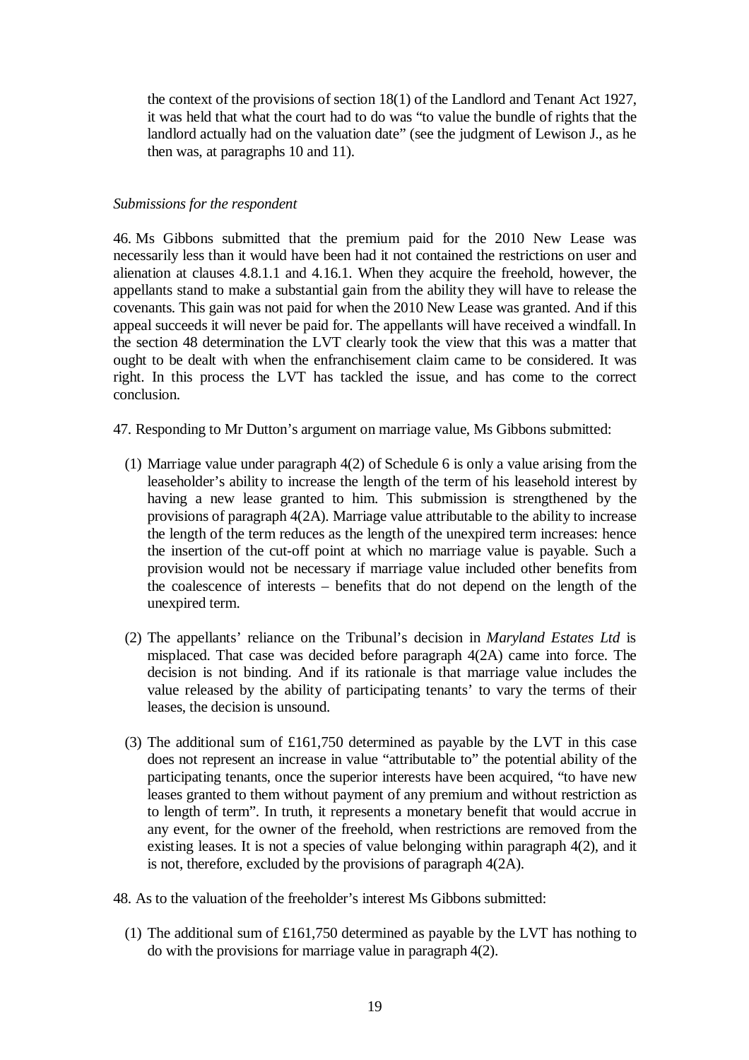the context of the provisions of section 18(1) of the Landlord and Tenant Act 1927, it was held that what the court had to do was "to value the bundle of rights that the landlord actually had on the valuation date" (see the judgment of Lewison J., as he then was, at paragraphs 10 and 11).

*Submissions for the respondent*

46. Ms Gibbons submitted that the premium paid for the 2010 New Lease was necessarily less than it would have been had it not contained the restrictions on user and alienation at clauses 4.8.1.1 and 4.16.1. When they acquire the freehold, however, the appellants stand to make a substantial gain from the ability they will have to release the covenants. This gain was not paid for when the 2010 New Lease was granted. And if this appeal succeeds it will never be paid for. The appellants will have received a windfall. In the section 48 determination the LVT clearly took the view that this was a matter that ought to be dealt with when the enfranchisement claim came to be considered. It was right. In this process the LVT has tackled the issue, and has come to the correct conclusion.

47. Responding to Mr Dutton's argument on marriage value, Ms Gibbons submitted:

(1) Marriage value under paragraph 4(2) of Schedule 6 is only a value arising from the leaseholder's ability to increase the length of the term of his leasehold interest by having a new lease granted to him. This submission is strengthened by the provisions of paragraph 4(2A). Marriage value attributable to the ability to increase the length of the term reduces as the length of the unexpired term increases: hence the insertion of the cut-off point at which no marriage value is payable. Such a provision would not be necessary if marriage value included other benefits from the coalescence of interests – benefits that do not depend on the length of the unexpired term.

(2) The appellants' reliance on the Tribunal's decision in *Maryland Estates Ltd* is misplaced. That case was decided before paragraph 4(2A) came into force. The decision is not binding. And if its rationale is that marriage value includes the value released by the ability of participating tenants' to vary the terms of their leases, the decision is unsound.

(3) The additional sum of £161,750 determined as payable by the LVT in this case does not represent an increase in value "attributable to" the potential ability of the participating tenants, once the superior interests have been acquired, "to have new leases granted to them without payment of any premium and without restriction as to length of term". In truth, it represents a monetary benefit that would accrue in any event, for the owner of the freehold, when restrictions are removed from the existing leases. It is not a species of value belonging within paragraph 4(2), and it is not, therefore, excluded by the provisions of paragraph 4(2A).

48. As to the valuation of the freeholder's interest Ms Gibbons submitted:

(1) The additional sum of £161,750 determined as payable by the LVT has nothing to do with the provisions for marriage value in paragraph 4(2).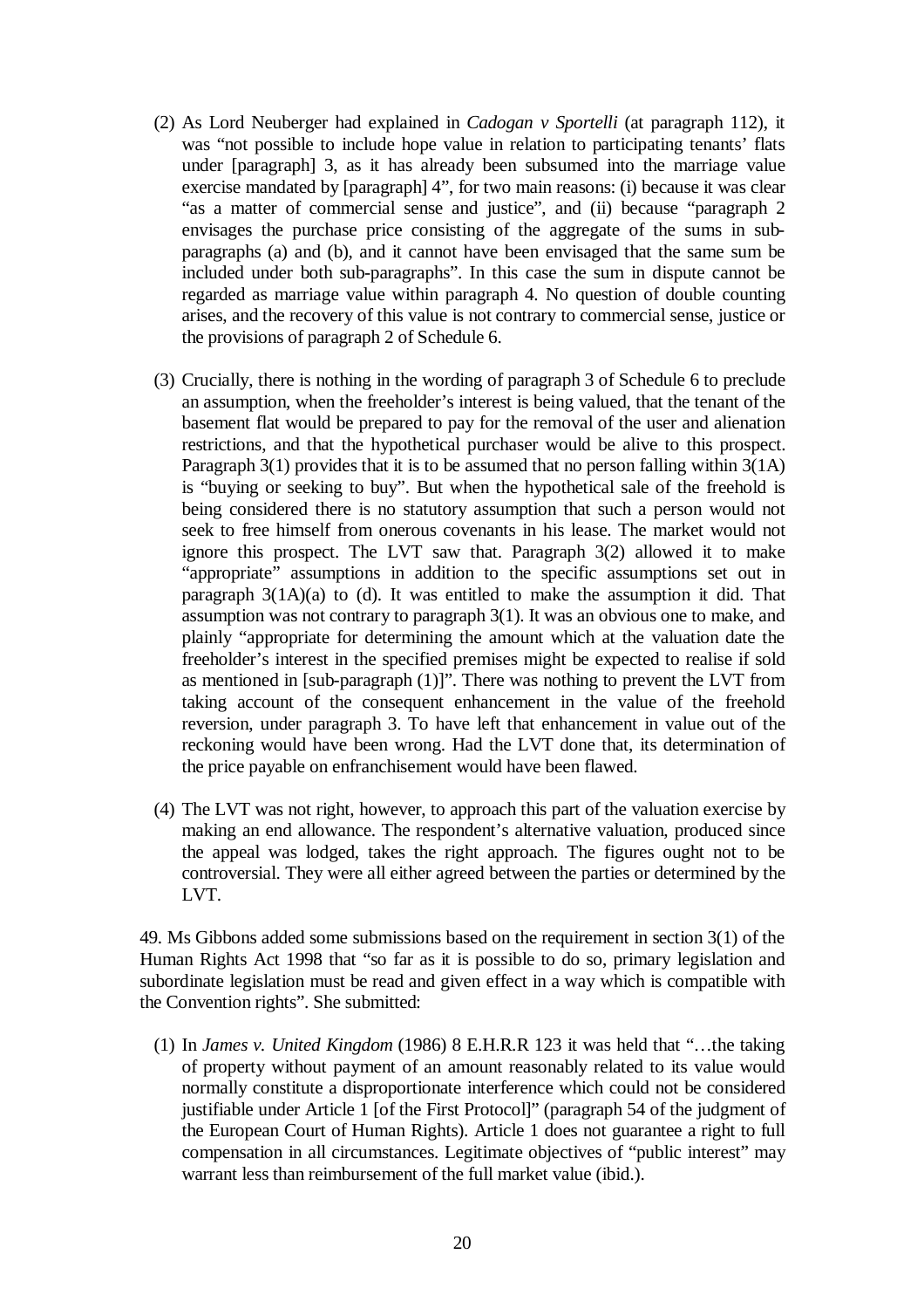(2) As Lord Neuberger had explained in *Cadogan v Sportelli* (at paragraph 112), it was "not possible to include hope value in relation to participating tenants' flats under [paragraph] 3, as it has already been subsumed into the marriage value exercise mandated by [paragraph] 4", for two main reasons: (i) because it was clear "as a matter of commercial sense and justice", and (ii) because "paragraph 2 envisages the purchase price consisting of the aggregate of the sums in sub-paragraphs (a) and (b), and it cannot have been envisaged that the same sum be included under both sub-paragraphs". In this case the sum in dispute cannot be regarded as marriage value within paragraph 4. No question of double counting arises, and the recovery of this value is not contrary to commercial sense, justice or the provisions of paragraph 2 of Schedule 6.

(3) Crucially, there is nothing in the wording of paragraph 3 of Schedule 6 to preclude an assumption, when the freeholder's interest is being valued, that the tenant of the basement flat would be prepared to pay for the removal of the user and alienation restrictions, and that the hypothetical purchaser would be alive to this prospect. Paragraph 3(1) provides that it is to be assumed that no person falling within 3(1A) is "buying or seeking to buy". But when the hypothetical sale of the freehold is being considered there is no statutory assumption that such a person would not seek to free himself from onerous covenants in his lease. The market would not ignore this prospect. The LVT saw that. Paragraph 3(2) allowed it to make "appropriate" assumptions in addition to the specific assumptions set out in paragraph 3(1A)(a) to (d). It was entitled to make the assumption it did. That assumption was not contrary to paragraph 3(1). It was an obvious one to make, and plainly "appropriate for determining the amount which at the valuation date the freeholder's interest in the specified premises might be expected to realise if sold as mentioned in [sub-paragraph (1)]". There was nothing to prevent the LVT from taking account of the consequent enhancement in the value of the freehold reversion, under paragraph 3. To have left that enhancement in value out of the reckoning would have been wrong. Had the LVT done that, its determination of the price payable on enfranchisement would have been flawed.

(4) The LVT was not right, however, to approach this part of the valuation exercise by making an end allowance. The respondent's alternative valuation, produced since the appeal was lodged, takes the right approach. The figures ought not to be controversial. They were all either agreed between the parties or determined by the LVT.

49. Ms Gibbons added some submissions based on the requirement in section 3(1) of the Human Rights Act 1998 that "so far as it is possible to do so, primary legislation and subordinate legislation must be read and given effect in a way which is compatible with the Convention rights". She submitted:

(1) In *James v. United Kingdom* (1986) 8 E.H.R.R 123 it was held that "…the taking of property without payment of an amount reasonably related to its value would normally constitute a disproportionate interference which could not be considered justifiable under Article 1 [of the First Protocol]" (paragraph 54 of the judgment of the European Court of Human Rights). Article 1 does not guarantee a right to full compensation in all circumstances. Legitimate objectives of "public interest" may warrant less than reimbursement of the full market value (ibid.).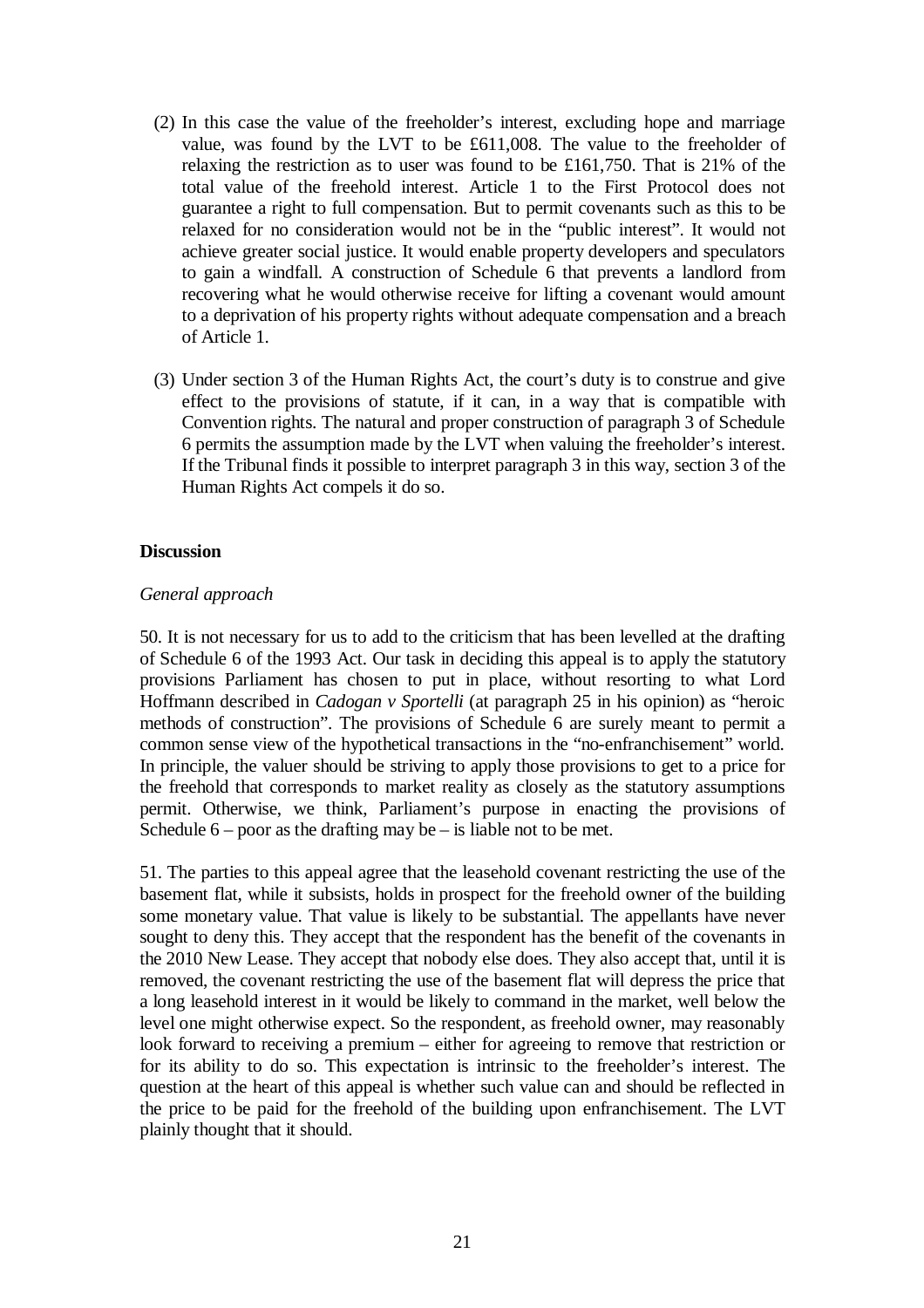(2) In this case the value of the freeholder's interest, excluding hope and marriage value, was found by the LVT to be £611,008. The value to the freeholder of relaxing the restriction as to user was found to be £161,750. That is 21% of the total value of the freehold interest. Article 1 to the First Protocol does not guarantee a right to full compensation. But to permit covenants such as this to be relaxed for no consideration would not be in the "public interest". It would not achieve greater social justice. It would enable property developers and speculators to gain a windfall. A construction of Schedule 6 that prevents a landlord from recovering what he would otherwise receive for lifting a covenant would amount to a deprivation of his property rights without adequate compensation and a breach of Article 1.

(3) Under section 3 of the Human Rights Act, the court's duty is to construe and give effect to the provisions of statute, if it can, in a way that is compatible with Convention rights. The natural and proper construction of paragraph 3 of Schedule 6 permits the assumption made by the LVT when valuing the freeholder's interest. If the Tribunal finds it possible to interpret paragraph 3 in this way, section 3 of the Human Rights Act compels it do so.

**Discussion**

*General approach*

50. It is not necessary for us to add to the criticism that has been levelled at the drafting of Schedule 6 of the 1993 Act. Our task in deciding this appeal is to apply the statutory provisions Parliament has chosen to put in place, without resorting to what Lord Hoffmann described in *Cadogan v Sportelli* (at paragraph 25 in his opinion) as "heroic methods of construction". The provisions of Schedule 6 are surely meant to permit a common sense view of the hypothetical transactions in the "no-enfranchisement" world. In principle, the valuer should be striving to apply those provisions to get to a price for the freehold that corresponds to market reality as closely as the statutory assumptions permit. Otherwise, we think, Parliament's purpose in enacting the provisions of Schedule 6 – poor as the drafting may be – is liable not to be met.

51. The parties to this appeal agree that the leasehold covenant restricting the use of the basement flat, while it subsists, holds in prospect for the freehold owner of the building some monetary value. That value is likely to be substantial. The appellants have never sought to deny this. They accept that the respondent has the benefit of the covenants in the 2010 New Lease. They accept that nobody else does. They also accept that, until it is removed, the covenant restricting the use of the basement flat will depress the price that a long leasehold interest in it would be likely to command in the market, well below the level one might otherwise expect. So the respondent, as freehold owner, may reasonably look forward to receiving a premium – either for agreeing to remove that restriction or for its ability to do so. This expectation is intrinsic to the freeholder's interest. The question at the heart of this appeal is whether such value can and should be reflected in the price to be paid for the freehold of the building upon enfranchisement. The LVT plainly thought that it should.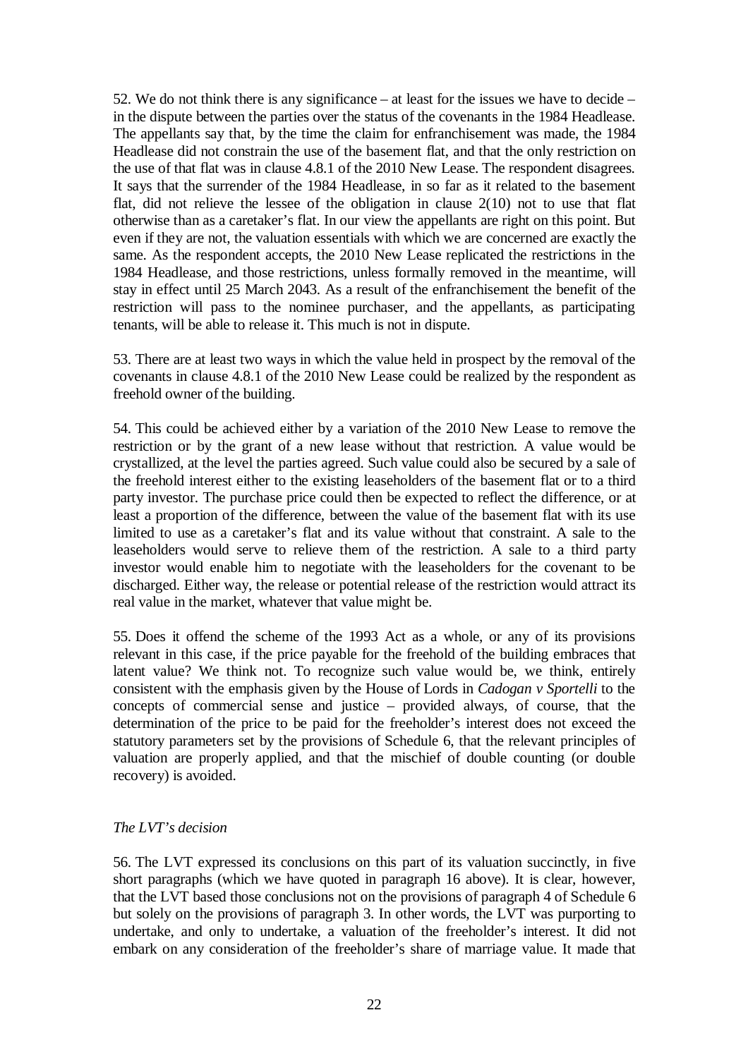52. We do not think there is any significance – at least for the issues we have to decide – in the dispute between the parties over the status of the covenants in the 1984 Headlease. The appellants say that, by the time the claim for enfranchisement was made, the 1984 Headlease did not constrain the use of the basement flat, and that the only restriction on the use of that flat was in clause 4.8.1 of the 2010 New Lease. The respondent disagrees. It says that the surrender of the 1984 Headlease, in so far as it related to the basement flat, did not relieve the lessee of the obligation in clause 2(10) not to use that flat otherwise than as a caretaker's flat. In our view the appellants are right on this point. But even if they are not, the valuation essentials with which we are concerned are exactly the same. As the respondent accepts, the 2010 New Lease replicated the restrictions in the 1984 Headlease, and those restrictions, unless formally removed in the meantime, will stay in effect until 25 March 2043. As a result of the enfranchisement the benefit of the restriction will pass to the nominee purchaser, and the appellants, as participating tenants, will be able to release it. This much is not in dispute.

53. There are at least two ways in which the value held in prospect by the removal of the covenants in clause 4.8.1 of the 2010 New Lease could be realized by the respondent as freehold owner of the building.

54. This could be achieved either by a variation of the 2010 New Lease to remove the restriction or by the grant of a new lease without that restriction. A value would be crystallized, at the level the parties agreed. Such value could also be secured by a sale of the freehold interest either to the existing leaseholders of the basement flat or to a third party investor. The purchase price could then be expected to reflect the difference, or at least a proportion of the difference, between the value of the basement flat with its use limited to use as a caretaker's flat and its value without that constraint. A sale to the leaseholders would serve to relieve them of the restriction. A sale to a third party investor would enable him to negotiate with the leaseholders for the covenant to be discharged. Either way, the release or potential release of the restriction would attract its real value in the market, whatever that value might be.

55. Does it offend the scheme of the 1993 Act as a whole, or any of its provisions relevant in this case, if the price payable for the freehold of the building embraces that latent value? We think not. To recognize such value would be, we think, entirely consistent with the emphasis given by the House of Lords in *Cadogan v Sportelli* to the concepts of commercial sense and justice – provided always, of course, that the determination of the price to be paid for the freeholder's interest does not exceed the statutory parameters set by the provisions of Schedule 6, that the relevant principles of valuation are properly applied, and that the mischief of double counting (or double recovery) is avoided.

*The LVT's decision*

56. The LVT expressed its conclusions on this part of its valuation succinctly, in five short paragraphs (which we have quoted in paragraph 16 above). It is clear, however, that the LVT based those conclusions not on the provisions of paragraph 4 of Schedule 6 but solely on the provisions of paragraph 3. In other words, the LVT was purporting to undertake, and only to undertake, a valuation of the freeholder's interest. It did not embark on any consideration of the freeholder's share of marriage value. It made that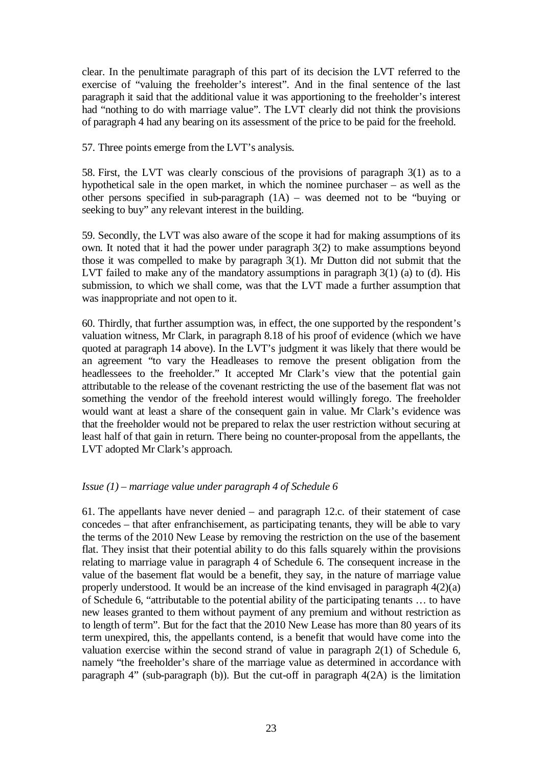clear. In the penultimate paragraph of this part of its decision the LVT referred to the exercise of "valuing the freeholder's interest". And in the final sentence of the last paragraph it said that the additional value it was apportioning to the freeholder's interest had "nothing to do with marriage value". The LVT clearly did not think the provisions of paragraph 4 had any bearing on its assessment of the price to be paid for the freehold.

57. Three points emerge from the LVT's analysis.

58. First, the LVT was clearly conscious of the provisions of paragraph 3(1) as to a hypothetical sale in the open market, in which the nominee purchaser – as well as the other persons specified in sub-paragraph (1A) – was deemed not to be "buying or seeking to buy" any relevant interest in the building.

59. Secondly, the LVT was also aware of the scope it had for making assumptions of its own. It noted that it had the power under paragraph 3(2) to make assumptions beyond those it was compelled to make by paragraph 3(1). Mr Dutton did not submit that the LVT failed to make any of the mandatory assumptions in paragraph 3(1) (a) to (d). His submission, to which we shall come, was that the LVT made a further assumption that was inappropriate and not open to it.

60. Thirdly, that further assumption was, in effect, the one supported by the respondent's valuation witness, Mr Clark, in paragraph 8.18 of his proof of evidence (which we have quoted at paragraph 14 above). In the LVT's judgment it was likely that there would be an agreement "to vary the Headleases to remove the present obligation from the headlessees to the freeholder." It accepted Mr Clark's view that the potential gain attributable to the release of the covenant restricting the use of the basement flat was not something the vendor of the freehold interest would willingly forego. The freeholder would want at least a share of the consequent gain in value. Mr Clark's evidence was that the freeholder would not be prepared to relax the user restriction without securing at least half of that gain in return. There being no counter-proposal from the appellants, the LVT adopted Mr Clark's approach.

*Issue (1) – marriage value under paragraph 4 of Schedule 6*

61. The appellants have never denied – and paragraph 12.c. of their statement of case concedes – that after enfranchisement, as participating tenants, they will be able to vary the terms of the 2010 New Lease by removing the restriction on the use of the basement flat. They insist that their potential ability to do this falls squarely within the provisions relating to marriage value in paragraph 4 of Schedule 6. The consequent increase in the value of the basement flat would be a benefit, they say, in the nature of marriage value properly understood. It would be an increase of the kind envisaged in paragraph 4(2)(a) of Schedule 6, "attributable to the potential ability of the participating tenants … to have new leases granted to them without payment of any premium and without restriction as to length of term". But for the fact that the 2010 New Lease has more than 80 years of its term unexpired, this, the appellants contend, is a benefit that would have come into the valuation exercise within the second strand of value in paragraph 2(1) of Schedule 6, namely "the freeholder's share of the marriage value as determined in accordance with paragraph 4" (sub-paragraph (b)). But the cut-off in paragraph 4(2A) is the limitation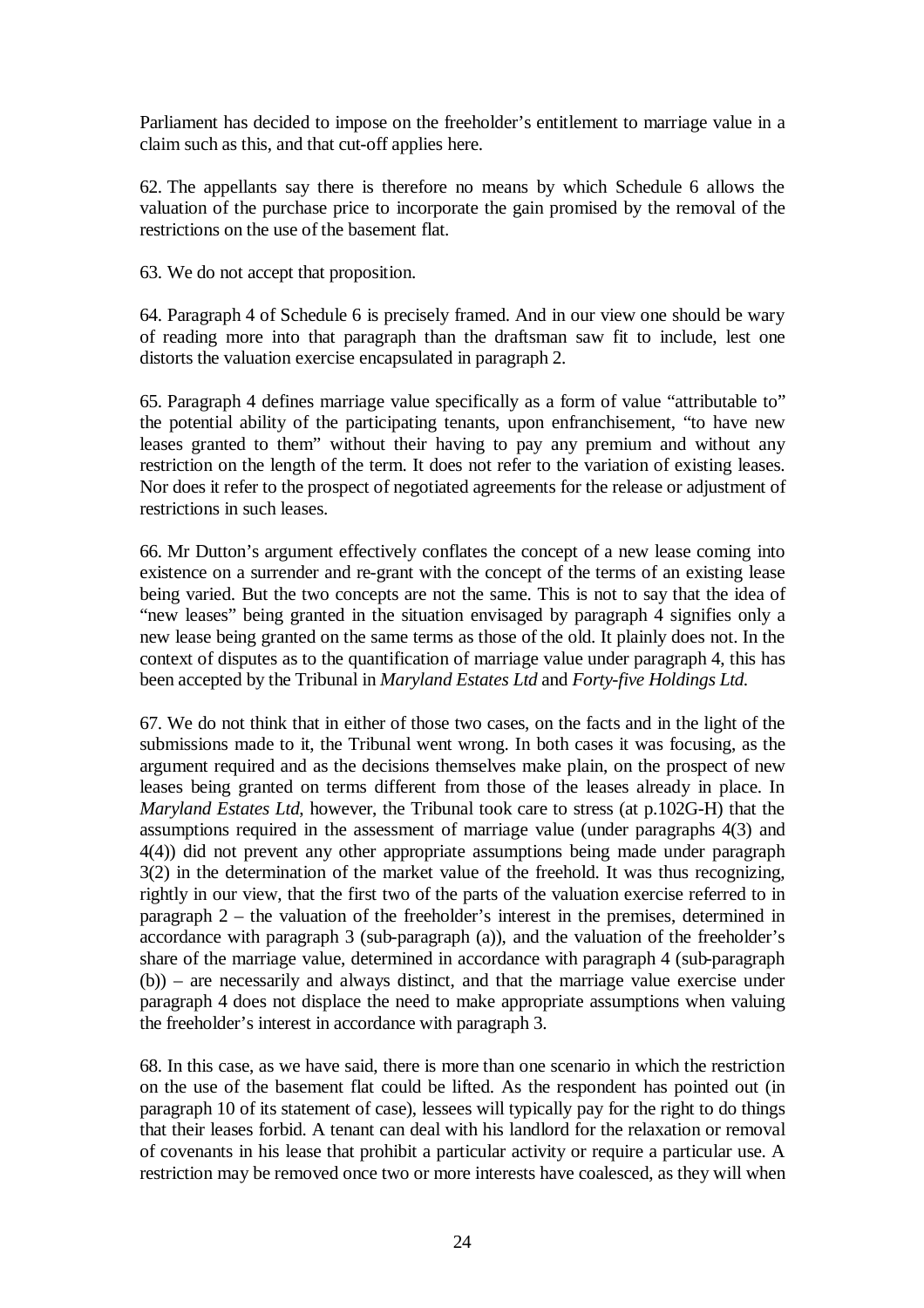Parliament has decided to impose on the freeholder's entitlement to marriage value in a claim such as this, and that cut-off applies here.

62. The appellants say there is therefore no means by which Schedule 6 allows the valuation of the purchase price to incorporate the gain promised by the removal of the restrictions on the use of the basement flat.

63. We do not accept that proposition.

64. Paragraph 4 of Schedule 6 is precisely framed. And in our view one should be wary of reading more into that paragraph than the draftsman saw fit to include, lest one distorts the valuation exercise encapsulated in paragraph 2.

65. Paragraph 4 defines marriage value specifically as a form of value "attributable to" the potential ability of the participating tenants, upon enfranchisement, "to have new leases granted to them" without their having to pay any premium and without any restriction on the length of the term. It does not refer to the variation of existing leases. Nor does it refer to the prospect of negotiated agreements for the release or adjustment of restrictions in such leases.

66. Mr Dutton's argument effectively conflates the concept of a new lease coming into existence on a surrender and re-grant with the concept of the terms of an existing lease being varied. But the two concepts are not the same. This is not to say that the idea of "new leases" being granted in the situation envisaged by paragraph 4 signifies only a new lease being granted on the same terms as those of the old. It plainly does not. In the context of disputes as to the quantification of marriage value under paragraph 4, this has been accepted by the Tribunal in *Maryland Estates Ltd* and *Forty-five Holdings Ltd*.

67. We do not think that in either of those two cases, on the facts and in the light of the submissions made to it, the Tribunal went wrong. In both cases it was focusing, as the argument required and as the decisions themselves make plain, on the prospect of new leases being granted on terms different from those of the leases already in place. In *Maryland Estates Ltd*, however, the Tribunal took care to stress (at p.102G-H) that the assumptions required in the assessment of marriage value (under paragraphs 4(3) and 4(4)) did not prevent any other appropriate assumptions being made under paragraph 3(2) in the determination of the market value of the freehold. It was thus recognizing, rightly in our view, that the first two of the parts of the valuation exercise referred to in paragraph 2 – the valuation of the freeholder's interest in the premises, determined in accordance with paragraph 3 (sub-paragraph (a)), and the valuation of the freeholder's share of the marriage value, determined in accordance with paragraph 4 (sub-paragraph (b)) – are necessarily and always distinct, and that the marriage value exercise under paragraph 4 does not displace the need to make appropriate assumptions when valuing the freeholder's interest in accordance with paragraph 3.

68. In this case, as we have said, there is more than one scenario in which the restriction on the use of the basement flat could be lifted. As the respondent has pointed out (in paragraph 10 of its statement of case), lessees will typically pay for the right to do things that their leases forbid. A tenant can deal with his landlord for the relaxation or removal of covenants in his lease that prohibit a particular activity or require a particular use. A restriction may be removed once two or more interests have coalesced, as they will when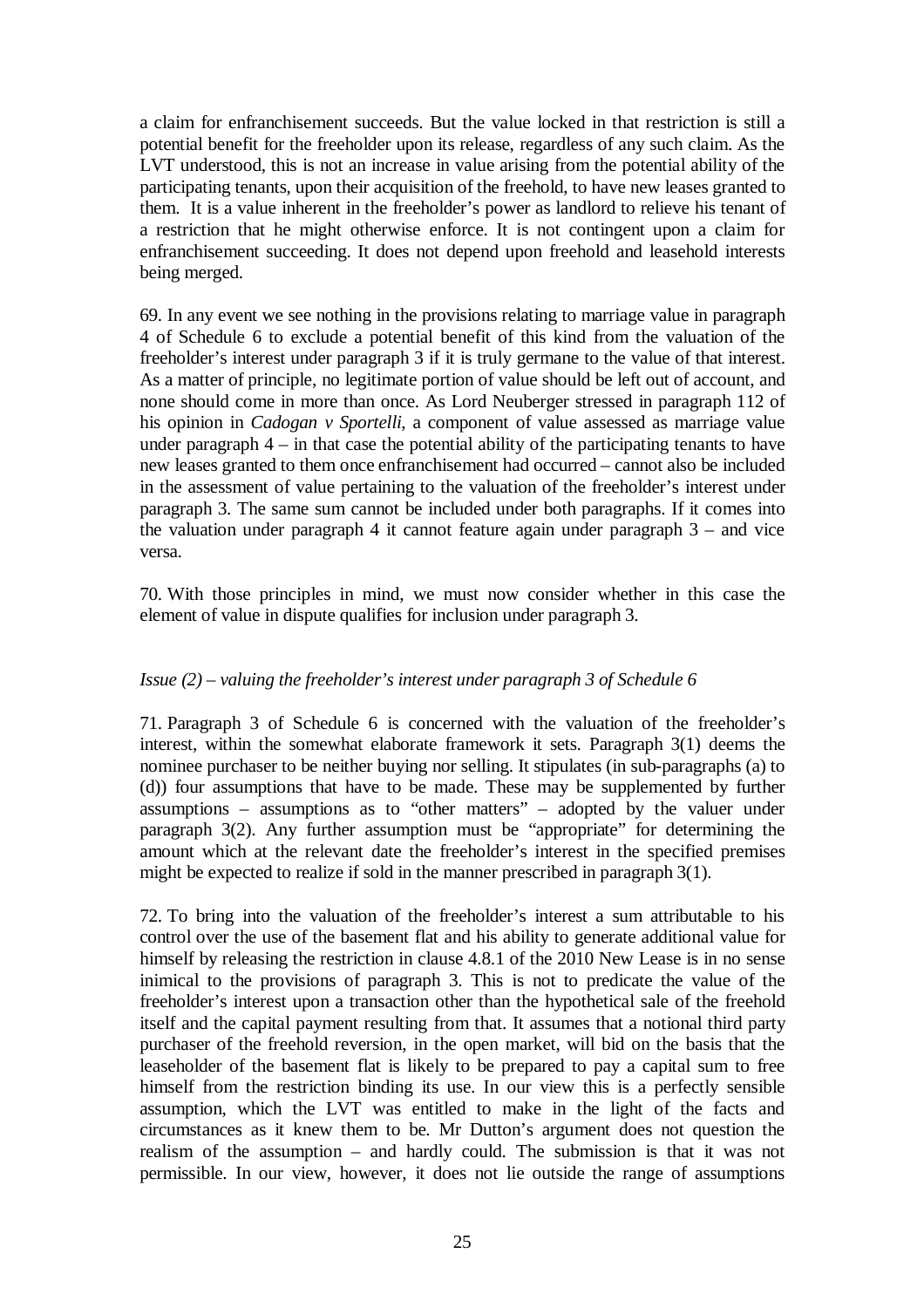a claim for enfranchisement succeeds. But the value locked in that restriction is still a potential benefit for the freeholder upon its release, regardless of any such claim. As the LVT understood, this is not an increase in value arising from the potential ability of the participating tenants, upon their acquisition of the freehold, to have new leases granted to them. It is a value inherent in the freeholder's power as landlord to relieve his tenant of a restriction that he might otherwise enforce. It is not contingent upon a claim for enfranchisement succeeding. It does not depend upon freehold and leasehold interests being merged.

69. In any event we see nothing in the provisions relating to marriage value in paragraph 4 of Schedule 6 to exclude a potential benefit of this kind from the valuation of the freeholder's interest under paragraph 3 if it is truly germane to the value of that interest. As a matter of principle, no legitimate portion of value should be left out of account, and none should come in more than once. As Lord Neuberger stressed in paragraph 112 of his opinion in *Cadogan v Sportelli*, a component of value assessed as marriage value under paragraph 4 – in that case the potential ability of the participating tenants to have new leases granted to them once enfranchisement had occurred – cannot also be included in the assessment of value pertaining to the valuation of the freeholder's interest under paragraph 3. The same sum cannot be included under both paragraphs. If it comes into the valuation under paragraph 4 it cannot feature again under paragraph 3 – and vice versa.

70. With those principles in mind, we must now consider whether in this case the element of value in dispute qualifies for inclusion under paragraph 3.

*Issue (2) – valuing the freeholder's interest under paragraph 3 of Schedule 6*

71. Paragraph 3 of Schedule 6 is concerned with the valuation of the freeholder's interest, within the somewhat elaborate framework it sets. Paragraph 3(1) deems the nominee purchaser to be neither buying nor selling. It stipulates (in sub-paragraphs (a) to (d)) four assumptions that have to be made. These may be supplemented by further assumptions – assumptions as to "other matters" – adopted by the valuer under paragraph 3(2). Any further assumption must be "appropriate" for determining the amount which at the relevant date the freeholder's interest in the specified premises might be expected to realize if sold in the manner prescribed in paragraph 3(1).

72. To bring into the valuation of the freeholder's interest a sum attributable to his control over the use of the basement flat and his ability to generate additional value for himself by releasing the restriction in clause 4.8.1 of the 2010 New Lease is in no sense inimical to the provisions of paragraph 3. This is not to predicate the value of the freeholder's interest upon a transaction other than the hypothetical sale of the freehold itself and the capital payment resulting from that. It assumes that a notional third party purchaser of the freehold reversion, in the open market, will bid on the basis that the leaseholder of the basement flat is likely to be prepared to pay a capital sum to free himself from the restriction binding its use. In our view this is a perfectly sensible assumption, which the LVT was entitled to make in the light of the facts and circumstances as it knew them to be. Mr Dutton's argument does not question the realism of the assumption – and hardly could. The submission is that it was not permissible. In our view, however, it does not lie outside the range of assumptions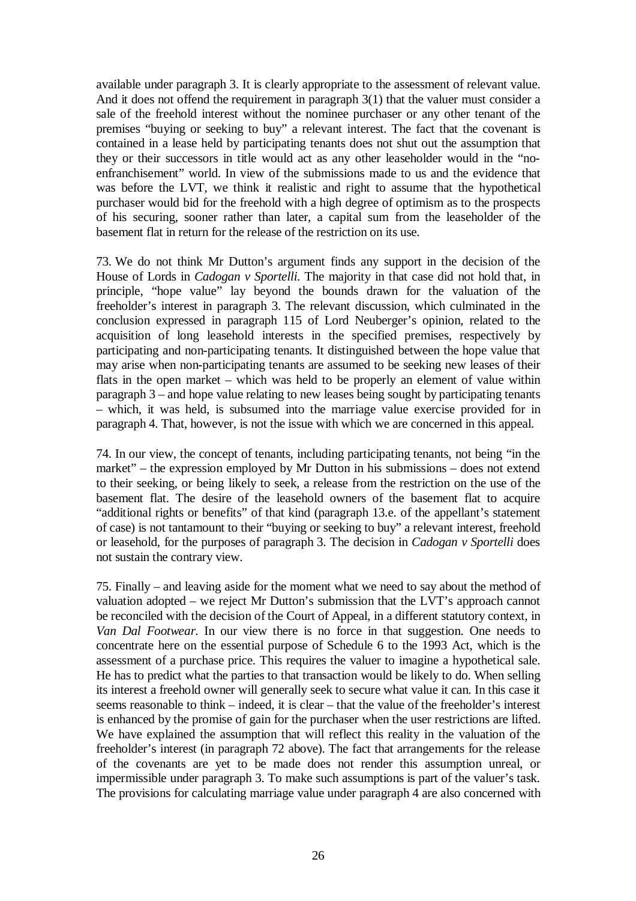available under paragraph 3. It is clearly appropriate to the assessment of relevant value. And it does not offend the requirement in paragraph 3(1) that the valuer must consider a sale of the freehold interest without the nominee purchaser or any other tenant of the premises "buying or seeking to buy" a relevant interest. The fact that the covenant is contained in a lease held by participating tenants does not shut out the assumption that they or their successors in title would act as any other leaseholder would in the "no-enfranchisement" world. In view of the submissions made to us and the evidence that was before the LVT, we think it realistic and right to assume that the hypothetical purchaser would bid for the freehold with a high degree of optimism as to the prospects of his securing, sooner rather than later, a capital sum from the leaseholder of the basement flat in return for the release of the restriction on its use.

73. We do not think Mr Dutton's argument finds any support in the decision of the House of Lords in *Cadogan v Sportelli*. The majority in that case did not hold that, in principle, "hope value" lay beyond the bounds drawn for the valuation of the freeholder's interest in paragraph 3. The relevant discussion, which culminated in the conclusion expressed in paragraph 115 of Lord Neuberger's opinion, related to the acquisition of long leasehold interests in the specified premises, respectively by participating and non-participating tenants. It distinguished between the hope value that may arise when non-participating tenants are assumed to be seeking new leases of their flats in the open market – which was held to be properly an element of value within paragraph 3 – and hope value relating to new leases being sought by participating tenants – which, it was held, is subsumed into the marriage value exercise provided for in paragraph 4. That, however, is not the issue with which we are concerned in this appeal.

74. In our view, the concept of tenants, including participating tenants, not being "in the market" – the expression employed by Mr Dutton in his submissions – does not extend to their seeking, or being likely to seek, a release from the restriction on the use of the basement flat. The desire of the leasehold owners of the basement flat to acquire "additional rights or benefits" of that kind (paragraph 13.e. of the appellant's statement of case) is not tantamount to their "buying or seeking to buy" a relevant interest, freehold or leasehold, for the purposes of paragraph 3. The decision in *Cadogan v Sportelli* does not sustain the contrary view.

75. Finally – and leaving aside for the moment what we need to say about the method of valuation adopted – we reject Mr Dutton's submission that the LVT's approach cannot be reconciled with the decision of the Court of Appeal, in a different statutory context, in *Van Dal Footwear*. In our view there is no force in that suggestion. One needs to concentrate here on the essential purpose of Schedule 6 to the 1993 Act, which is the assessment of a purchase price. This requires the valuer to imagine a hypothetical sale. He has to predict what the parties to that transaction would be likely to do. When selling its interest a freehold owner will generally seek to secure what value it can. In this case it seems reasonable to think – indeed, it is clear – that the value of the freeholder's interest is enhanced by the promise of gain for the purchaser when the user restrictions are lifted. We have explained the assumption that will reflect this reality in the valuation of the freeholder's interest (in paragraph 72 above). The fact that arrangements for the release of the covenants are yet to be made does not render this assumption unreal, or impermissible under paragraph 3. To make such assumptions is part of the valuer's task. The provisions for calculating marriage value under paragraph 4 are also concerned with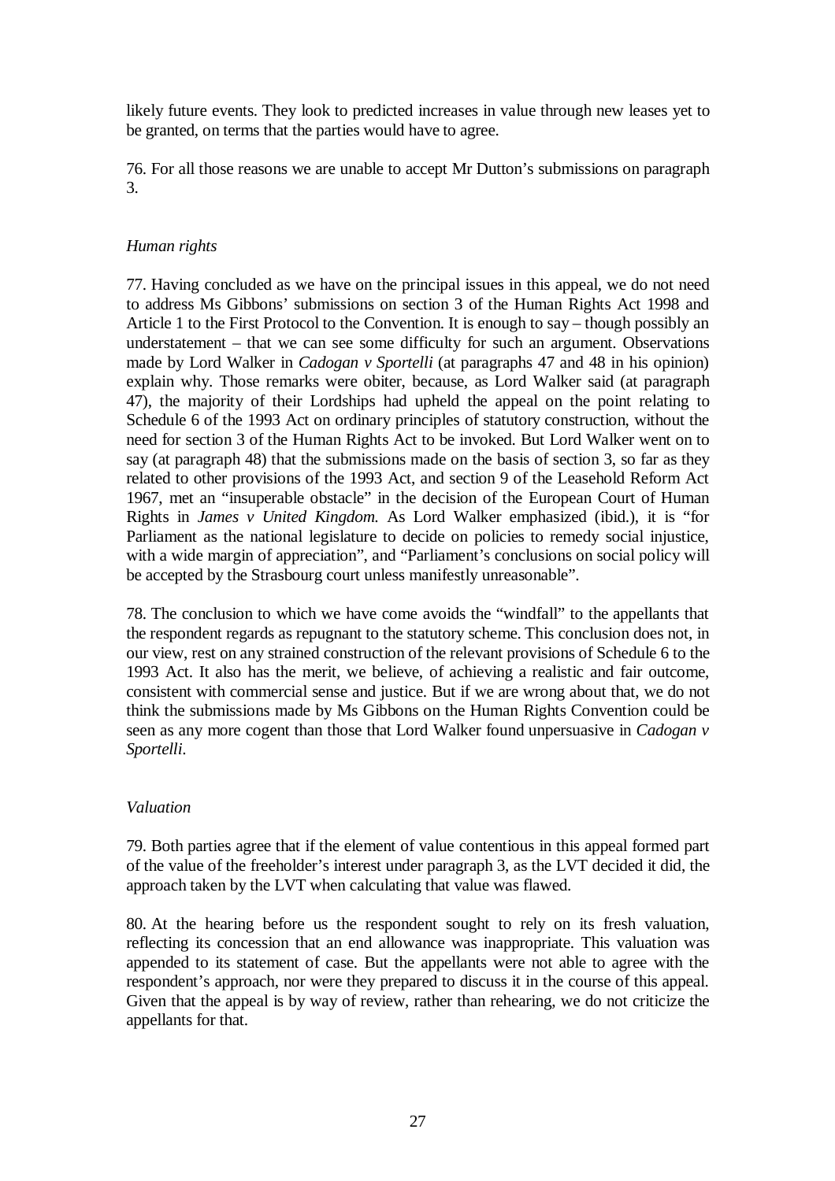likely future events. They look to predicted increases in value through new leases yet to be granted, on terms that the parties would have to agree.

76. For all those reasons we are unable to accept Mr Dutton's submissions on paragraph 3.

*Human rights*

77. Having concluded as we have on the principal issues in this appeal, we do not need to address Ms Gibbons' submissions on section 3 of the Human Rights Act 1998 and Article 1 to the First Protocol to the Convention. It is enough to say – though possibly an understatement – that we can see some difficulty for such an argument. Observations made by Lord Walker in *Cadogan v Sportelli* (at paragraphs 47 and 48 in his opinion) explain why. Those remarks were obiter, because, as Lord Walker said (at paragraph 47), the majority of their Lordships had upheld the appeal on the point relating to Schedule 6 of the 1993 Act on ordinary principles of statutory construction, without the need for section 3 of the Human Rights Act to be invoked. But Lord Walker went on to say (at paragraph 48) that the submissions made on the basis of section 3, so far as they related to other provisions of the 1993 Act, and section 9 of the Leasehold Reform Act 1967, met an "insuperable obstacle" in the decision of the European Court of Human Rights in *James v United Kingdom*. As Lord Walker emphasized (ibid.), it is "for Parliament as the national legislature to decide on policies to remedy social injustice, with a wide margin of appreciation", and "Parliament's conclusions on social policy will be accepted by the Strasbourg court unless manifestly unreasonable".

78. The conclusion to which we have come avoids the "windfall" to the appellants that the respondent regards as repugnant to the statutory scheme. This conclusion does not, in our view, rest on any strained construction of the relevant provisions of Schedule 6 to the 1993 Act. It also has the merit, we believe, of achieving a realistic and fair outcome, consistent with commercial sense and justice. But if we are wrong about that, we do not think the submissions made by Ms Gibbons on the Human Rights Convention could be seen as any more cogent than those that Lord Walker found unpersuasive in *Cadogan v Sportelli*.

*Valuation*

79. Both parties agree that if the element of value contentious in this appeal formed part of the value of the freeholder's interest under paragraph 3, as the LVT decided it did, the approach taken by the LVT when calculating that value was flawed.

80. At the hearing before us the respondent sought to rely on its fresh valuation, reflecting its concession that an end allowance was inappropriate. This valuation was appended to its statement of case. But the appellants were not able to agree with the respondent's approach, nor were they prepared to discuss it in the course of this appeal. Given that the appeal is by way of review, rather than rehearing, we do not criticize the appellants for that.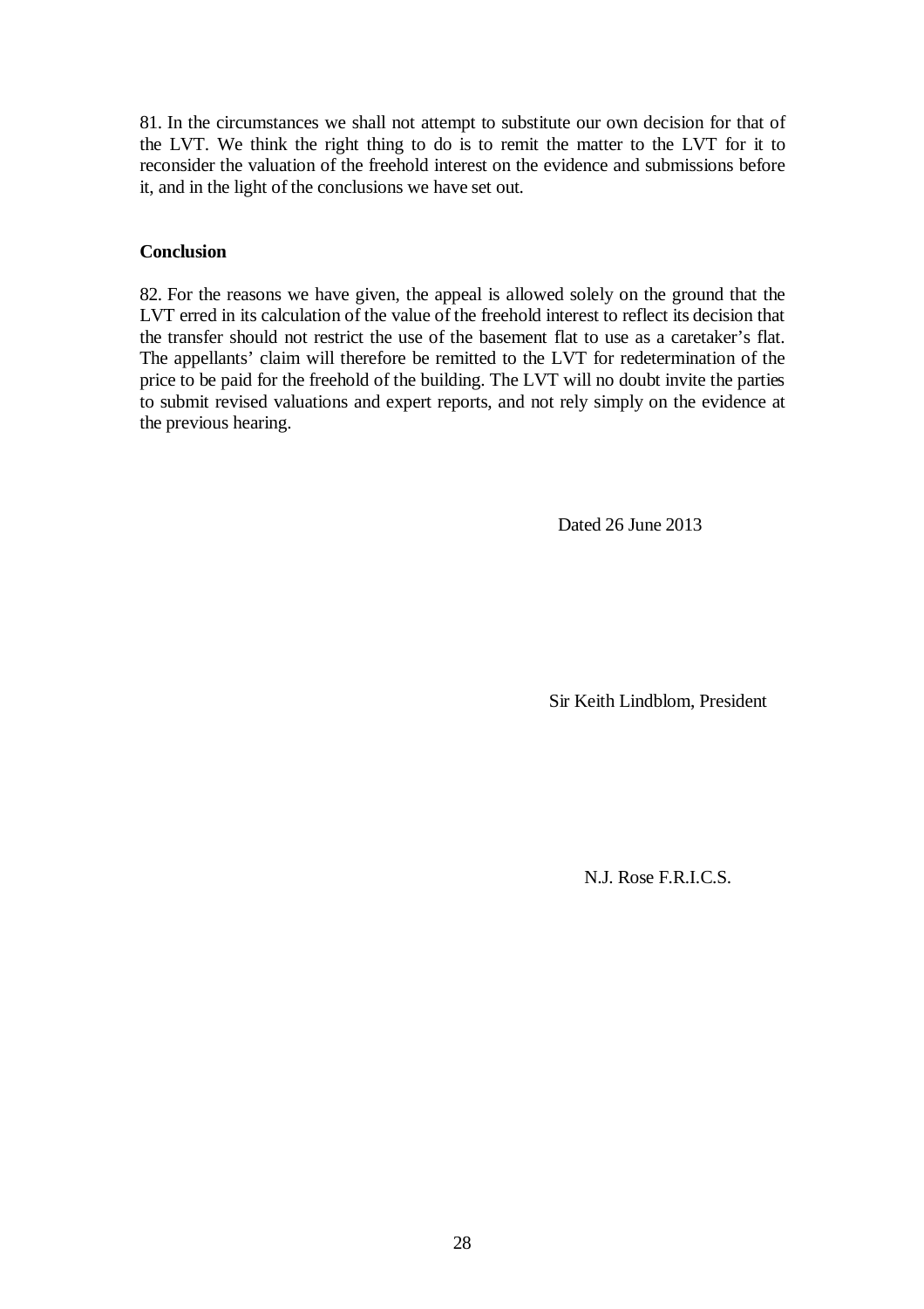81. In the circumstances we shall not attempt to substitute our own decision for that of the LVT. We think the right thing to do is to remit the matter to the LVT for it to reconsider the valuation of the freehold interest on the evidence and submissions before it, and in the light of the conclusions we have set out.

**Conclusion**

82. For the reasons we have given, the appeal is allowed solely on the ground that the LVT erred in its calculation of the value of the freehold interest to reflect its decision that the transfer should not restrict the use of the basement flat to use as a caretaker's flat. The appellants' claim will therefore be remitted to the LVT for redetermination of the price to be paid for the freehold of the building. The LVT will no doubt invite the parties to submit revised valuations and expert reports, and not rely simply on the evidence at the previous hearing.

Dated 26 June 2013

Sir Keith Lindblom, President

N.J. Rose F.R.I.C.S.